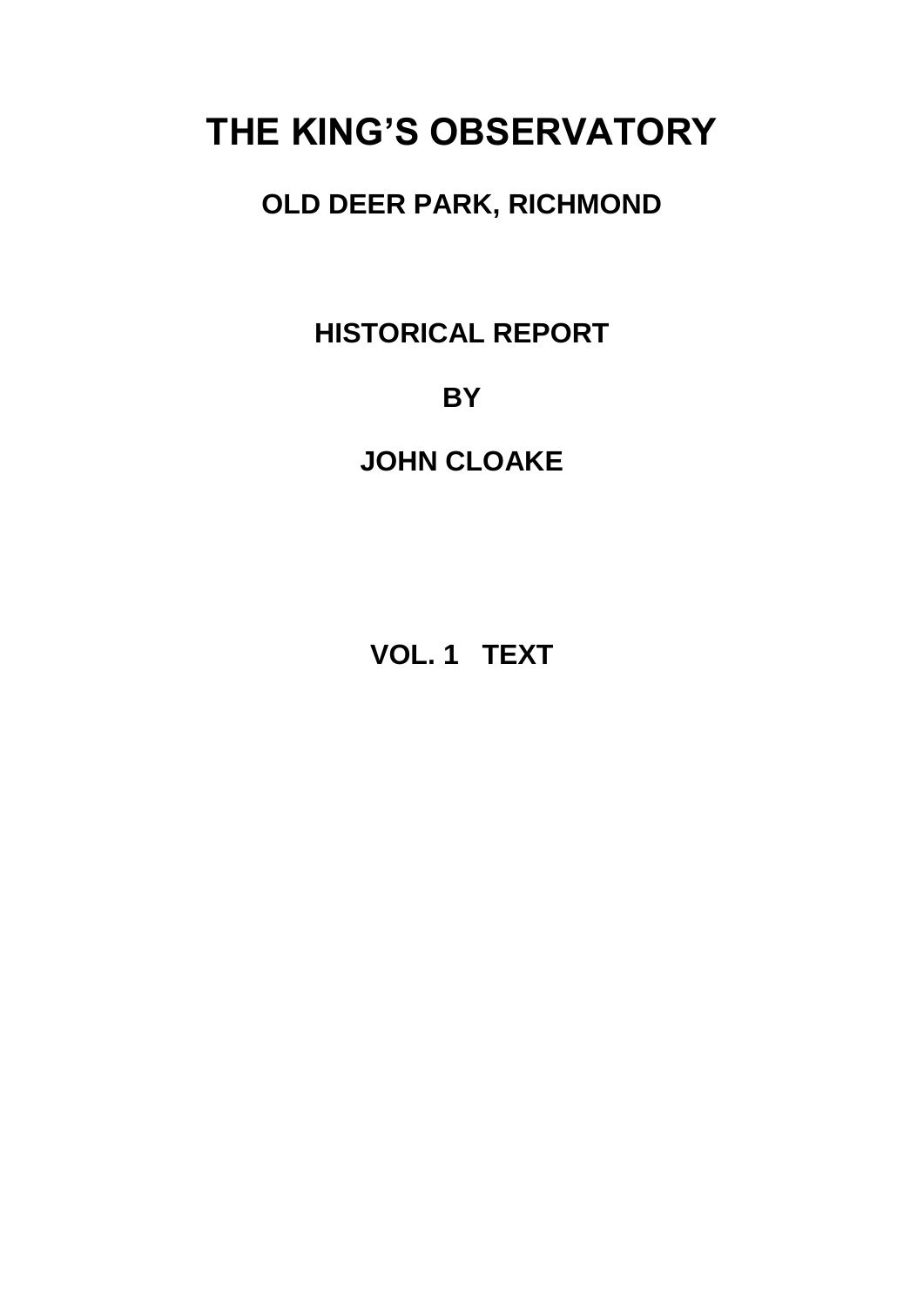# THE KING'S OBSERVATORY

## OLD DEER PARK, RICHMOND

## HISTORICAL REPORT

## BY

## JOHN CLOAKE

## VOL. 1 TEXT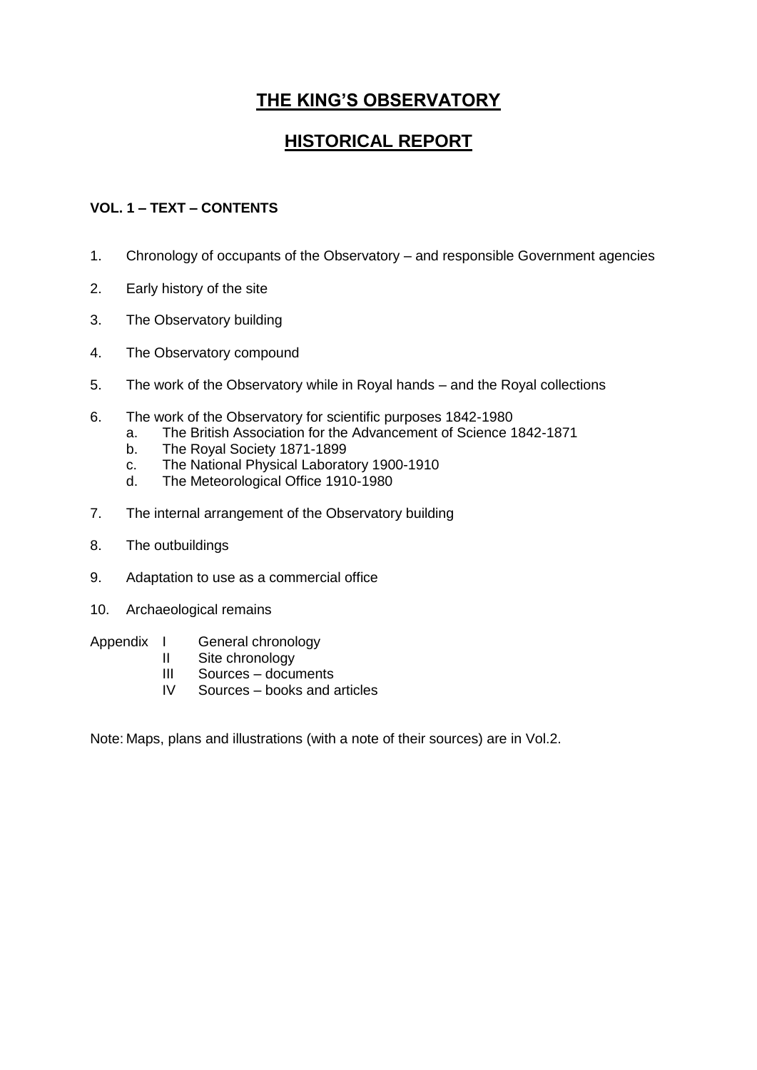# THE KING'S OBSERVATORY

## HISTORICAL REPORT

**VOL. 1 – TEXT – CONTENTS**

1. Chronology of occupants of the Observatory – and responsible Government agencies
2. Early history of the site
3. The Observatory building
4. The Observatory compound
5. The work of the Observatory while in Royal hands – and the Royal collections
6. The work of the Observatory for scientific purposes 1842-1980
    a. The British Association for the Advancement of Science 1842-1871
    b. The Royal Society 1871-1899
    c. The National Physical Laboratory 1900-1910
    d. The Meteorological Office 1910-1980
7. The internal arrangement of the Observatory building
8. The outbuildings
9. Adaptation to use as a commercial office
10. Archaeological remains

Appendix
- I General chronology
- II Site chronology
- III Sources – documents
- IV Sources – books and articles

Note: Maps, plans and illustrations (with a note of their sources) are in Vol.2.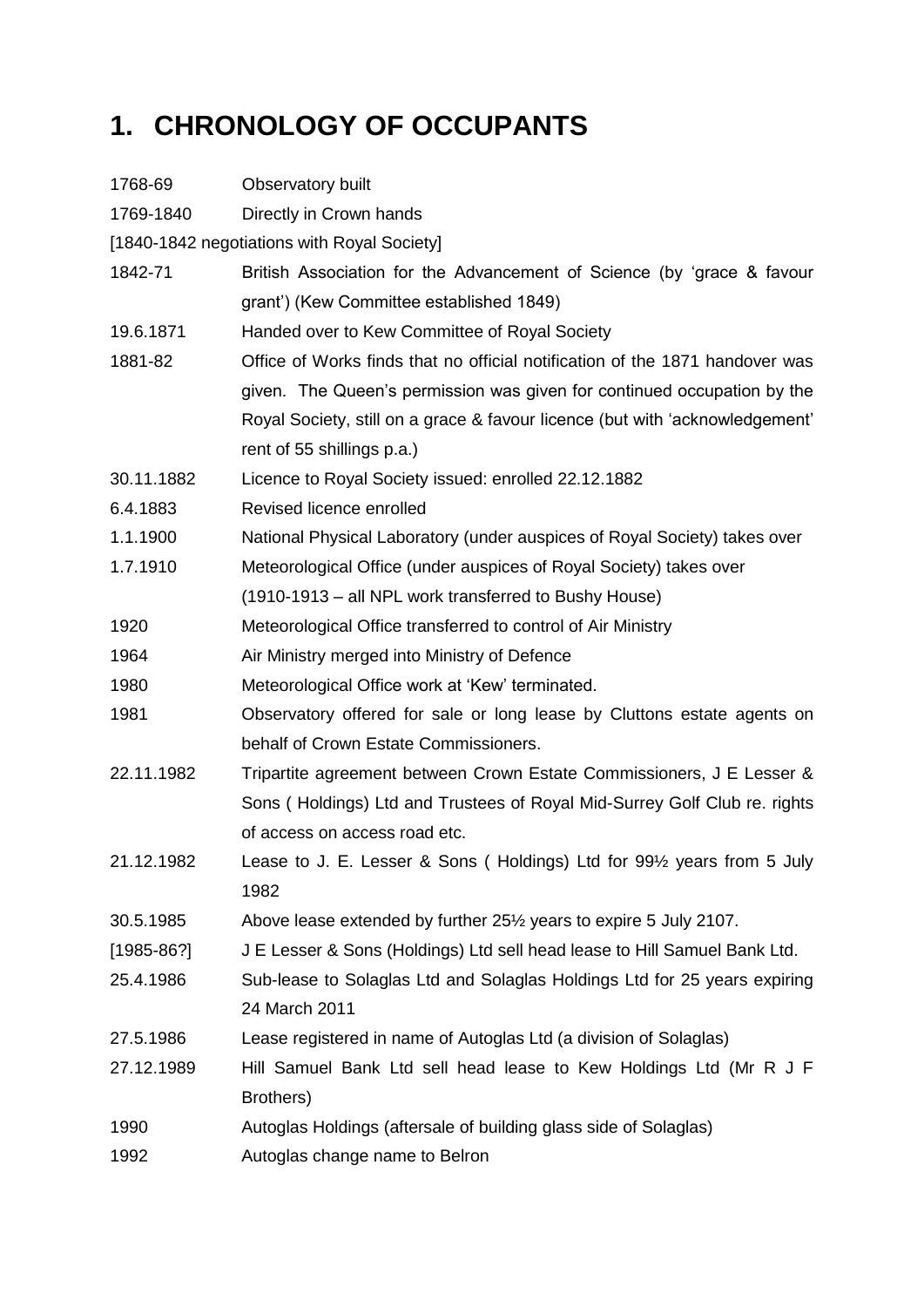# 1. CHRONOLOGY OF OCCUPANTS

| | |
|---|---|
| 1768-69 | Observatory built |
| 1769-1840 | Directly in Crown hands |
| [1840-1842 negotiations with Royal Society] | |
| 1842-71 | British Association for the Advancement of Science (by 'grace & favour grant') (Kew Committee established 1849) |
| 19.6.1871 | Handed over to Kew Committee of Royal Society |
| 1881-82 | Office of Works finds that no official notification of the 1871 handover was given. The Queen's permission was given for continued occupation by the Royal Society, still on a grace & favour licence (but with 'acknowledgement' rent of 55 shillings p.a.) |
| 30.11.1882 | Licence to Royal Society issued: enrolled 22.12.1882 |
| 6.4.1883 | Revised licence enrolled |
| 1.1.1900 | National Physical Laboratory (under auspices of Royal Society) takes over |
| 1.7.1910 | Meteorological Office (under auspices of Royal Society) takes over (1910-1913 – all NPL work transferred to Bushy House) |
| 1920 | Meteorological Office transferred to control of Air Ministry |
| 1964 | Air Ministry merged into Ministry of Defence |
| 1980 | Meteorological Office work at 'Kew' terminated. |
| 1981 | Observatory offered for sale or long lease by Cluttons estate agents on behalf of Crown Estate Commissioners. |
| 22.11.1982 | Tripartite agreement between Crown Estate Commissioners, J E Lesser & Sons ( Holdings) Ltd and Trustees of Royal Mid-Surrey Golf Club re. rights of access on access road etc. |
| 21.12.1982 | Lease to J. E. Lesser & Sons ( Holdings) Ltd for 99½ years from 5 July 1982 |
| 30.5.1985 | Above lease extended by further 25½ years to expire 5 July 2107. |
| [1985-86?] | J E Lesser & Sons (Holdings) Ltd sell head lease to Hill Samuel Bank Ltd. |
| 25.4.1986 | Sub-lease to Solaglas Ltd and Solaglas Holdings Ltd for 25 years expiring 24 March 2011 |
| 27.5.1986 | Lease registered in name of Autoglas Ltd (a division of Solaglas) |
| 27.12.1989 | Hill Samuel Bank Ltd sell head lease to Kew Holdings Ltd (Mr R J F Brothers) |
| 1990 | Autoglas Holdings (aftersale of building glass side of Solaglas) |
| 1992 | Autoglas change name to Belron |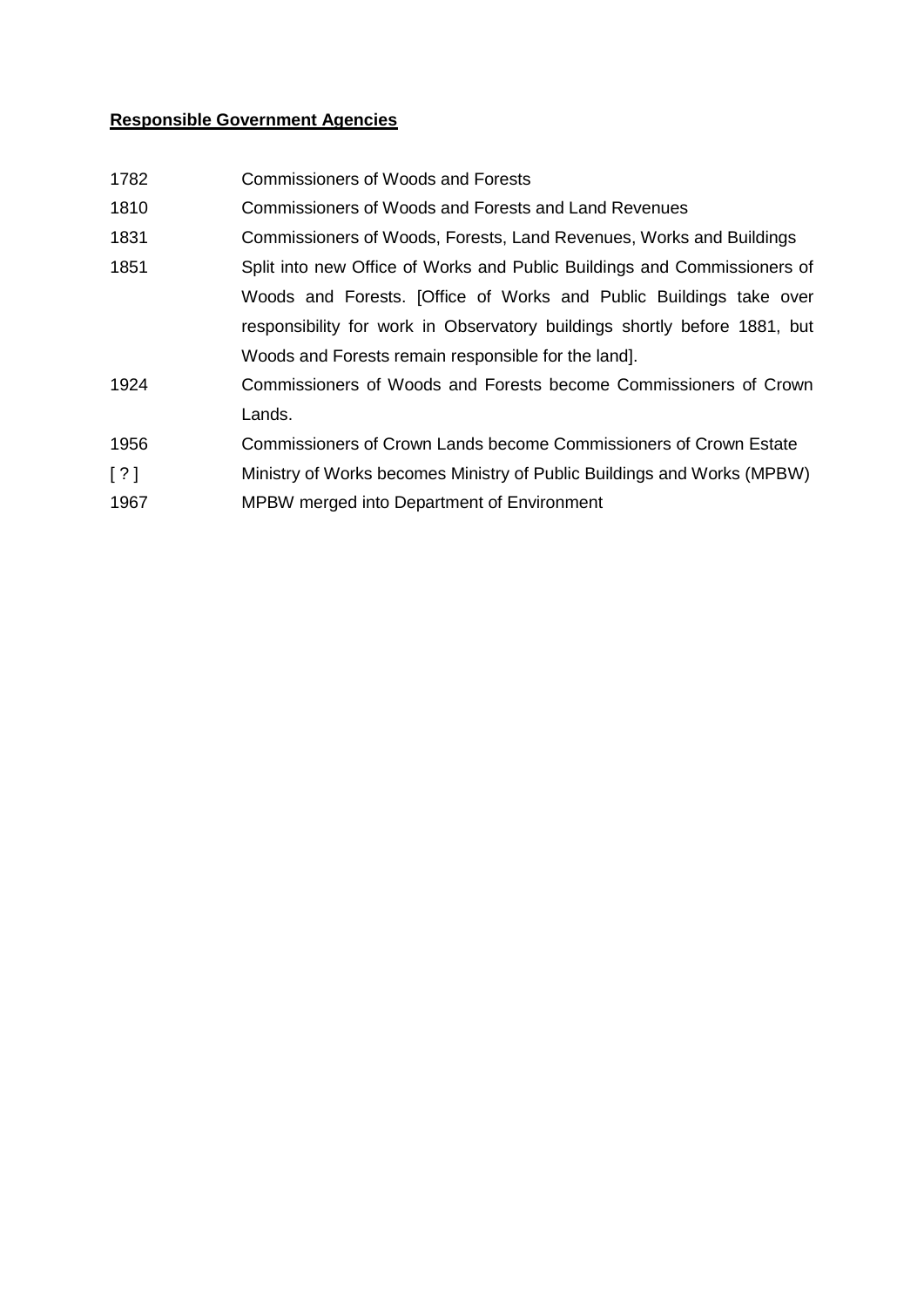**Responsible Government Agencies**

| | |
|---|---|
| 1782 | Commissioners of Woods and Forests |
| 1810 | Commissioners of Woods and Forests and Land Revenues |
| 1831 | Commissioners of Woods, Forests, Land Revenues, Works and Buildings |
| 1851 | Split into new Office of Works and Public Buildings and Commissioners of Woods and Forests. [Office of Works and Public Buildings take over responsibility for work in Observatory buildings shortly before 1881, but Woods and Forests remain responsible for the land]. |
| 1924 | Commissioners of Woods and Forests become Commissioners of Crown Lands. |
| 1956 | Commissioners of Crown Lands become Commissioners of Crown Estate |
| [ ? ] | Ministry of Works becomes Ministry of Public Buildings and Works (MPBW) |
| 1967 | MPBW merged into Department of Environment |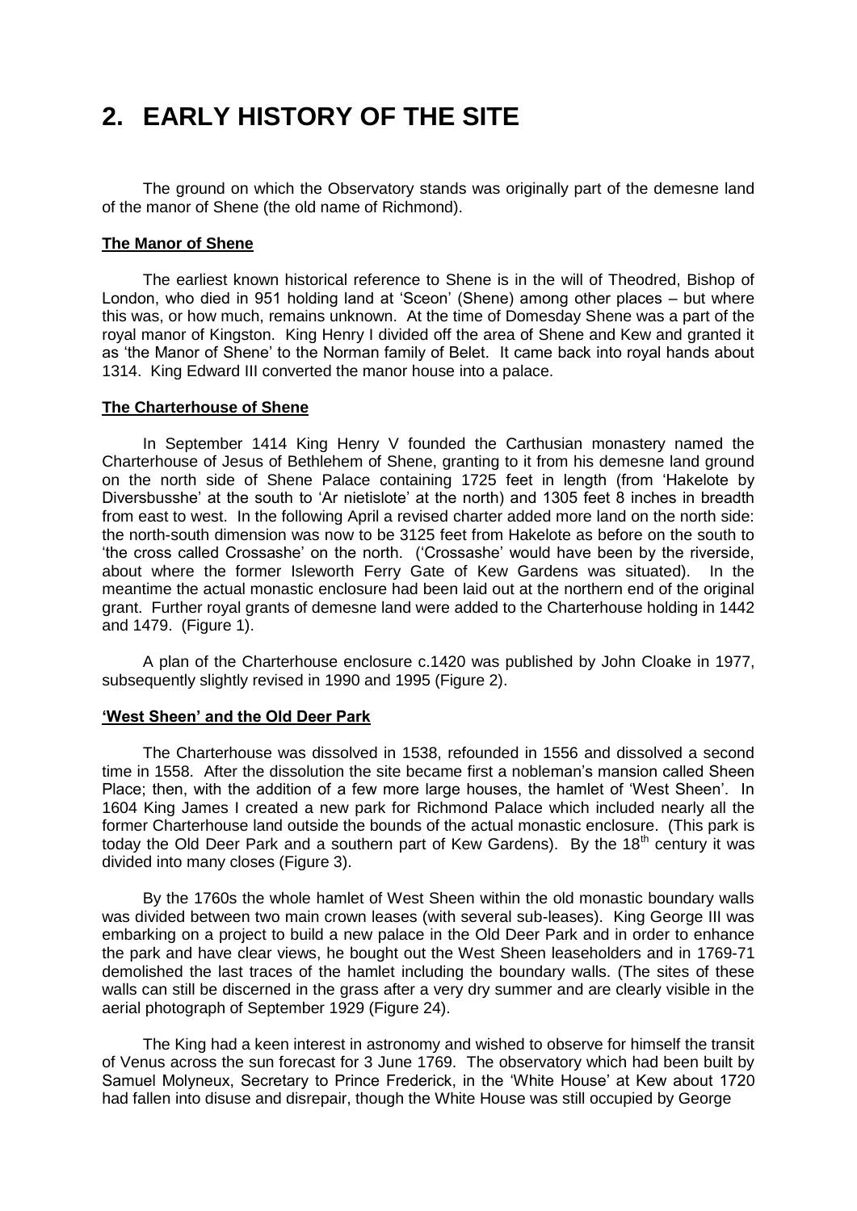# 2. EARLY HISTORY OF THE SITE

The ground on which the Observatory stands was originally part of the demesne land of the manor of Shene (the old name of Richmond).

**The Manor of Shene**

The earliest known historical reference to Shene is in the will of Theodred, Bishop of London, who died in 951 holding land at 'Sceon' (Shene) among other places – but where this was, or how much, remains unknown. At the time of Domesday Shene was a part of the royal manor of Kingston. King Henry I divided off the area of Shene and Kew and granted it as 'the Manor of Shene' to the Norman family of Belet. It came back into royal hands about 1314. King Edward III converted the manor house into a palace.

**The Charterhouse of Shene**

In September 1414 King Henry V founded the Carthusian monastery named the Charterhouse of Jesus of Bethlehem of Shene, granting to it from his demesne land ground on the north side of Shene Palace containing 1725 feet in length (from 'Hakelote by Diversbusshe' at the south to 'Ar nietislote' at the north) and 1305 feet 8 inches in breadth from east to west. In the following April a revised charter added more land on the north side: the north-south dimension was now to be 3125 feet from Hakelote as before on the south to 'the cross called Crossashe' on the north. ('Crossashe' would have been by the riverside, about where the former Isleworth Ferry Gate of Kew Gardens was situated). In the meantime the actual monastic enclosure had been laid out at the northern end of the original grant. Further royal grants of demesne land were added to the Charterhouse holding in 1442 and 1479. (Figure 1).

A plan of the Charterhouse enclosure c.1420 was published by John Cloake in 1977, subsequently slightly revised in 1990 and 1995 (Figure 2).

**'West Sheen' and the Old Deer Park**

The Charterhouse was dissolved in 1538, refounded in 1556 and dissolved a second time in 1558. After the dissolution the site became first a nobleman's mansion called Sheen Place; then, with the addition of a few more large houses, the hamlet of 'West Sheen'. In 1604 King James I created a new park for Richmond Palace which included nearly all the former Charterhouse land outside the bounds of the actual monastic enclosure. (This park is today the Old Deer Park and a southern part of Kew Gardens). By the 18th century it was divided into many closes (Figure 3).

By the 1760s the whole hamlet of West Sheen within the old monastic boundary walls was divided between two main crown leases (with several sub-leases). King George III was embarking on a project to build a new palace in the Old Deer Park and in order to enhance the park and have clear views, he bought out the West Sheen leaseholders and in 1769-71 demolished the last traces of the hamlet including the boundary walls. (The sites of these walls can still be discerned in the grass after a very dry summer and are clearly visible in the aerial photograph of September 1929 (Figure 24).

The King had a keen interest in astronomy and wished to observe for himself the transit of Venus across the sun forecast for 3 June 1769. The observatory which had been built by Samuel Molyneux, Secretary to Prince Frederick, in the 'White House' at Kew about 1720 had fallen into disuse and disrepair, though the White House was still occupied by George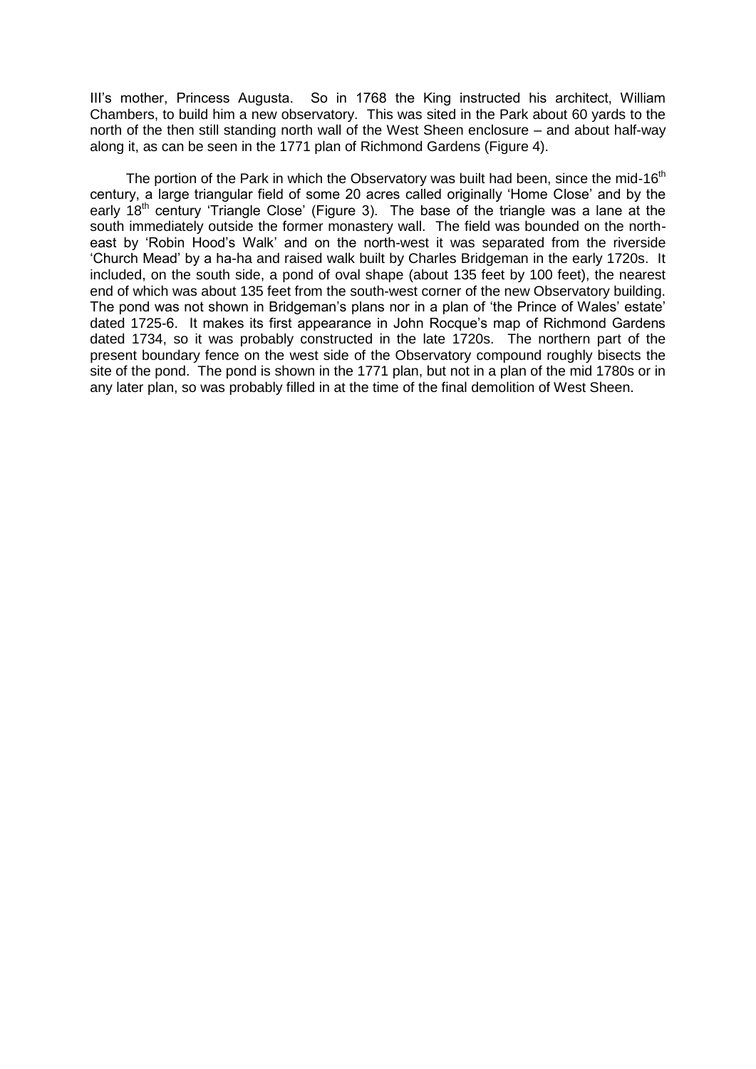III's mother, Princess Augusta. So in 1768 the King instructed his architect, William Chambers, to build him a new observatory. This was sited in the Park about 60 yards to the north of the then still standing north wall of the West Sheen enclosure – and about half-way along it, as can be seen in the 1771 plan of Richmond Gardens (Figure 4).

The portion of the Park in which the Observatory was built had been, since the mid-16th century, a large triangular field of some 20 acres called originally 'Home Close' and by the early 18th century 'Triangle Close' (Figure 3). The base of the triangle was a lane at the south immediately outside the former monastery wall. The field was bounded on the north-east by 'Robin Hood's Walk' and on the north-west it was separated from the riverside 'Church Mead' by a ha-ha and raised walk built by Charles Bridgeman in the early 1720s. It included, on the south side, a pond of oval shape (about 135 feet by 100 feet), the nearest end of which was about 135 feet from the south-west corner of the new Observatory building. The pond was not shown in Bridgeman's plans nor in a plan of 'the Prince of Wales' estate' dated 1725-6. It makes its first appearance in John Rocque's map of Richmond Gardens dated 1734, so it was probably constructed in the late 1720s. The northern part of the present boundary fence on the west side of the Observatory compound roughly bisects the site of the pond. The pond is shown in the 1771 plan, but not in a plan of the mid 1780s or in any later plan, so was probably filled in at the time of the final demolition of West Sheen.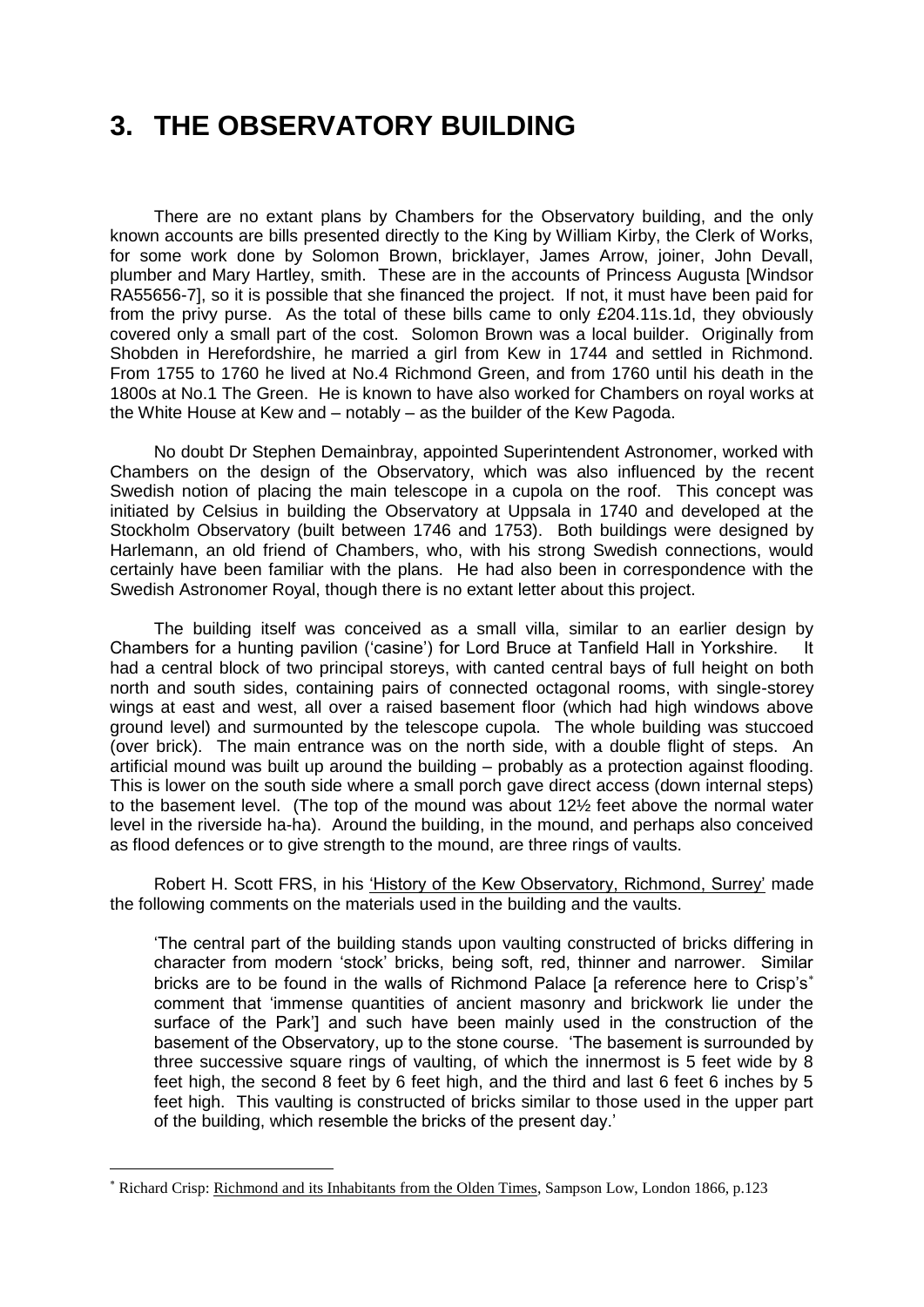# 3. THE OBSERVATORY BUILDING

There are no extant plans by Chambers for the Observatory building, and the only known accounts are bills presented directly to the King by William Kirby, the Clerk of Works, for some work done by Solomon Brown, bricklayer, James Arrow, joiner, John Devall, plumber and Mary Hartley, smith. These are in the accounts of Princess Augusta [Windsor RA55656-7], so it is possible that she financed the project. If not, it must have been paid for from the privy purse. As the total of these bills came to only £204.11s.1d, they obviously covered only a small part of the cost. Solomon Brown was a local builder. Originally from Shobden in Herefordshire, he married a girl from Kew in 1744 and settled in Richmond. From 1755 to 1760 he lived at No.4 Richmond Green, and from 1760 until his death in the 1800s at No.1 The Green. He is known to have also worked for Chambers on royal works at the White House at Kew and – notably – as the builder of the Kew Pagoda.

No doubt Dr Stephen Demainbray, appointed Superintendent Astronomer, worked with Chambers on the design of the Observatory, which was also influenced by the recent Swedish notion of placing the main telescope in a cupola on the roof. This concept was initiated by Celsius in building the Observatory at Uppsala in 1740 and developed at the Stockholm Observatory (built between 1746 and 1753). Both buildings were designed by Harlemann, an old friend of Chambers, who, with his strong Swedish connections, would certainly have been familiar with the plans. He had also been in correspondence with the Swedish Astronomer Royal, though there is no extant letter about this project.

The building itself was conceived as a small villa, similar to an earlier design by Chambers for a hunting pavilion ('casine') for Lord Bruce at Tanfield Hall in Yorkshire. It had a central block of two principal storeys, with canted central bays of full height on both north and south sides, containing pairs of connected octagonal rooms, with single-storey wings at east and west, all over a raised basement floor (which had high windows above ground level) and surmounted by the telescope cupola. The whole building was stuccoed (over brick). The main entrance was on the north side, with a double flight of steps. An artificial mound was built up around the building – probably as a protection against flooding. This is lower on the south side where a small porch gave direct access (down internal steps) to the basement level. (The top of the mound was about 12½ feet above the normal water level in the riverside ha-ha). Around the building, in the mound, and perhaps also conceived as flood defences or to give strength to the mound, are three rings of vaults.

Robert H. Scott FRS, in his 'History of the Kew Observatory, Richmond, Surrey' made the following comments on the materials used in the building and the vaults.

> 'The central part of the building stands upon vaulting constructed of bricks differing in character from modern 'stock' bricks, being soft, red, thinner and narrower. Similar bricks are to be found in the walls of Richmond Palace [a reference here to Crisp's* comment that 'immense quantities of ancient masonry and brickwork lie under the surface of the Park'] and such have been mainly used in the construction of the basement of the Observatory, up to the stone course. 'The basement is surrounded by three successive square rings of vaulting, of which the innermost is 5 feet wide by 8 feet high, the second 8 feet by 6 feet high, and the third and last 6 feet 6 inches by 5 feet high. This vaulting is constructed of bricks similar to those used in the upper part of the building, which resemble the bricks of the present day.'

* Richard Crisp: Richmond and its Inhabitants from the Olden Times, Sampson Low, London 1866, p.123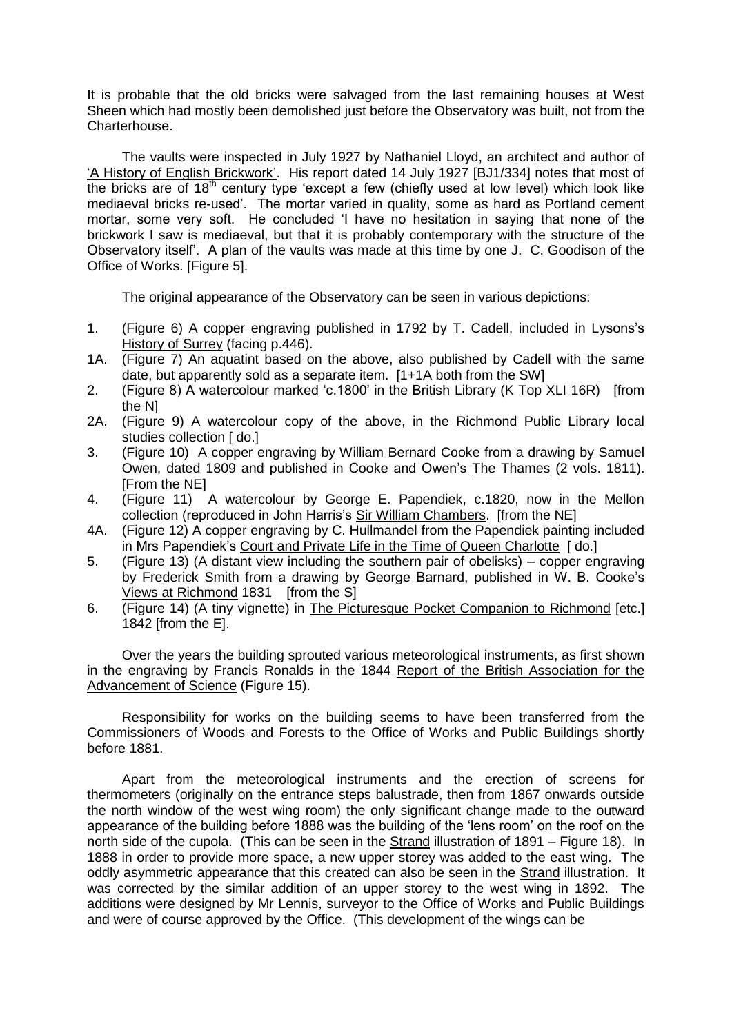It is probable that the old bricks were salvaged from the last remaining houses at West Sheen which had mostly been demolished just before the Observatory was built, not from the Charterhouse.

The vaults were inspected in July 1927 by Nathaniel Lloyd, an architect and author of 'A History of English Brickwork'. His report dated 14 July 1927 [BJ1/334] notes that most of the bricks are of 18th century type 'except a few (chiefly used at low level) which look like mediaeval bricks re-used'. The mortar varied in quality, some as hard as Portland cement mortar, some very soft. He concluded 'I have no hesitation in saying that none of the brickwork I saw is mediaeval, but that it is probably contemporary with the structure of the Observatory itself'. A plan of the vaults was made at this time by one J. C. Goodison of the Office of Works. [Figure 5].

The original appearance of the Observatory can be seen in various depictions:

1. (Figure 6) A copper engraving published in 1792 by T. Cadell, included in Lysons's History of Surrey (facing p.446).

1A. (Figure 7) An aquatint based on the above, also published by Cadell with the same date, but apparently sold as a separate item. [1+1A both from the SW]

2. (Figure 8) A watercolour marked 'c.1800' in the British Library (K Top XLI 16R) [from the N]

2A. (Figure 9) A watercolour copy of the above, in the Richmond Public Library local studies collection [ do.]

3. (Figure 10) A copper engraving by William Bernard Cooke from a drawing by Samuel Owen, dated 1809 and published in Cooke and Owen's The Thames (2 vols. 1811). [From the NE]

4. (Figure 11) A watercolour by George E. Papendiek, c.1820, now in the Mellon collection (reproduced in John Harris's Sir William Chambers. [from the NE]

4A. (Figure 12) A copper engraving by C. Hullmandel from the Papendiek painting included in Mrs Papendiek's Court and Private Life in the Time of Queen Charlotte [ do.]

5. (Figure 13) (A distant view including the southern pair of obelisks) – copper engraving by Frederick Smith from a drawing by George Barnard, published in W. B. Cooke's Views at Richmond 1831 [from the S]

6. (Figure 14) (A tiny vignette) in The Picturesque Pocket Companion to Richmond [etc.] 1842 [from the E].

Over the years the building sprouted various meteorological instruments, as first shown in the engraving by Francis Ronalds in the 1844 Report of the British Association for the Advancement of Science (Figure 15).

Responsibility for works on the building seems to have been transferred from the Commissioners of Woods and Forests to the Office of Works and Public Buildings shortly before 1881.

Apart from the meteorological instruments and the erection of screens for thermometers (originally on the entrance steps balustrade, then from 1867 onwards outside the north window of the west wing room) the only significant change made to the outward appearance of the building before 1888 was the building of the 'lens room' on the roof on the north side of the cupola. (This can be seen in the Strand illustration of 1891 – Figure 18). In 1888 in order to provide more space, a new upper storey was added to the east wing. The oddly asymmetric appearance that this created can also be seen in the Strand illustration. It was corrected by the similar addition of an upper storey to the west wing in 1892. The additions were designed by Mr Lennis, surveyor to the Office of Works and Public Buildings and were of course approved by the Office. (This development of the wings can be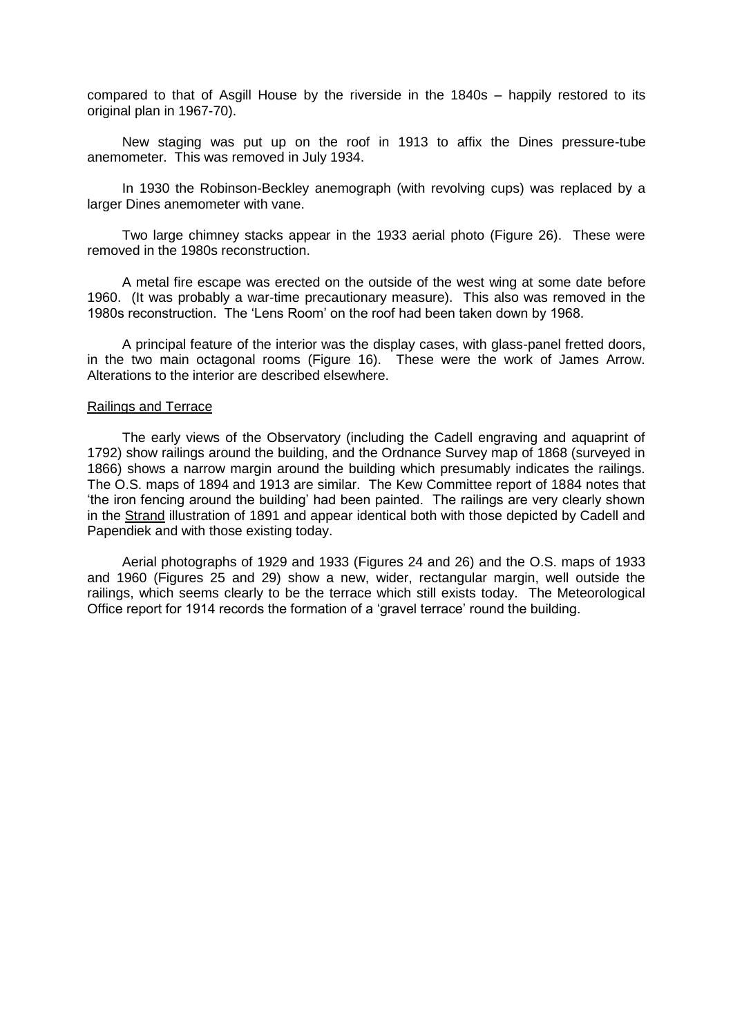compared to that of Asgill House by the riverside in the 1840s – happily restored to its original plan in 1967-70).

New staging was put up on the roof in 1913 to affix the Dines pressure-tube anemometer. This was removed in July 1934.

In 1930 the Robinson-Beckley anemograph (with revolving cups) was replaced by a larger Dines anemometer with vane.

Two large chimney stacks appear in the 1933 aerial photo (Figure 26). These were removed in the 1980s reconstruction.

A metal fire escape was erected on the outside of the west wing at some date before 1960. (It was probably a war-time precautionary measure). This also was removed in the 1980s reconstruction. The 'Lens Room' on the roof had been taken down by 1968.

A principal feature of the interior was the display cases, with glass-panel fretted doors, in the two main octagonal rooms (Figure 16). These were the work of James Arrow. Alterations to the interior are described elsewhere.

## Railings and Terrace

The early views of the Observatory (including the Cadell engraving and aquaprint of 1792) show railings around the building, and the Ordnance Survey map of 1868 (surveyed in 1866) shows a narrow margin around the building which presumably indicates the railings. The O.S. maps of 1894 and 1913 are similar. The Kew Committee report of 1884 notes that 'the iron fencing around the building' had been painted. The railings are very clearly shown in the Strand illustration of 1891 and appear identical both with those depicted by Cadell and Papendiek and with those existing today.

Aerial photographs of 1929 and 1933 (Figures 24 and 26) and the O.S. maps of 1933 and 1960 (Figures 25 and 29) show a new, wider, rectangular margin, well outside the railings, which seems clearly to be the terrace which still exists today. The Meteorological Office report for 1914 records the formation of a 'gravel terrace' round the building.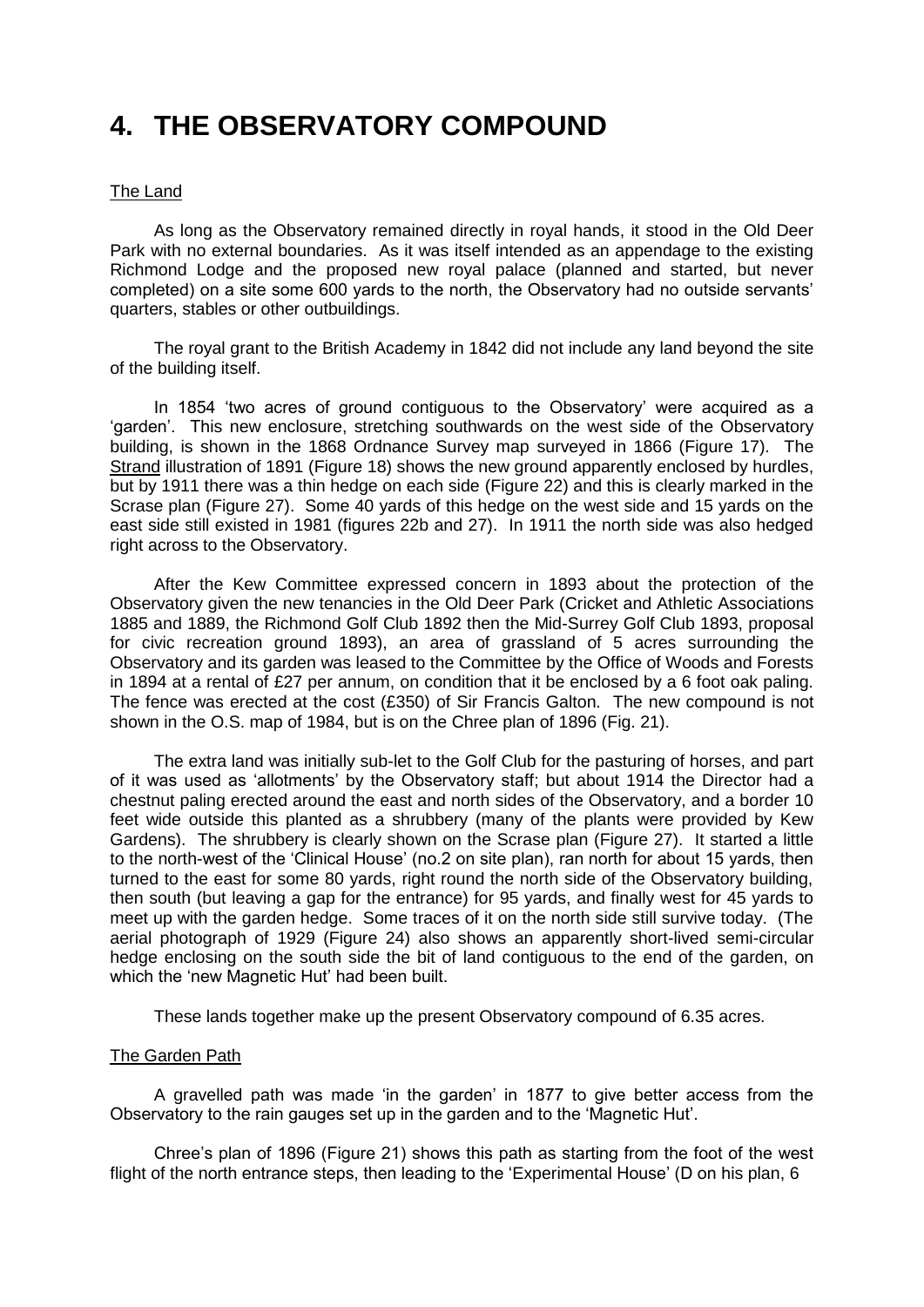# 4. THE OBSERVATORY COMPOUND

## The Land

As long as the Observatory remained directly in royal hands, it stood in the Old Deer Park with no external boundaries. As it was itself intended as an appendage to the existing Richmond Lodge and the proposed new royal palace (planned and started, but never completed) on a site some 600 yards to the north, the Observatory had no outside servants' quarters, stables or other outbuildings.

The royal grant to the British Academy in 1842 did not include any land beyond the site of the building itself.

In 1854 'two acres of ground contiguous to the Observatory' were acquired as a 'garden'. This new enclosure, stretching southwards on the west side of the Observatory building, is shown in the 1868 Ordnance Survey map surveyed in 1866 (Figure 17). The Strand illustration of 1891 (Figure 18) shows the new ground apparently enclosed by hurdles, but by 1911 there was a thin hedge on each side (Figure 22) and this is clearly marked in the Scrase plan (Figure 27). Some 40 yards of this hedge on the west side and 15 yards on the east side still existed in 1981 (figures 22b and 27). In 1911 the north side was also hedged right across to the Observatory.

After the Kew Committee expressed concern in 1893 about the protection of the Observatory given the new tenancies in the Old Deer Park (Cricket and Athletic Associations 1885 and 1889, the Richmond Golf Club 1892 then the Mid-Surrey Golf Club 1893, proposal for civic recreation ground 1893), an area of grassland of 5 acres surrounding the Observatory and its garden was leased to the Committee by the Office of Woods and Forests in 1894 at a rental of £27 per annum, on condition that it be enclosed by a 6 foot oak paling. The fence was erected at the cost (£350) of Sir Francis Galton. The new compound is not shown in the O.S. map of 1984, but is on the Chree plan of 1896 (Fig. 21).

The extra land was initially sub-let to the Golf Club for the pasturing of horses, and part of it was used as 'allotments' by the Observatory staff; but about 1914 the Director had a chestnut paling erected around the east and north sides of the Observatory, and a border 10 feet wide outside this planted as a shrubbery (many of the plants were provided by Kew Gardens). The shrubbery is clearly shown on the Scrase plan (Figure 27). It started a little to the north-west of the 'Clinical House' (no.2 on site plan), ran north for about 15 yards, then turned to the east for some 80 yards, right round the north side of the Observatory building, then south (but leaving a gap for the entrance) for 95 yards, and finally west for 45 yards to meet up with the garden hedge. Some traces of it on the north side still survive today. (The aerial photograph of 1929 (Figure 24) also shows an apparently short-lived semi-circular hedge enclosing on the south side the bit of land contiguous to the end of the garden, on which the 'new Magnetic Hut' had been built.

These lands together make up the present Observatory compound of 6.35 acres.

## The Garden Path

A gravelled path was made 'in the garden' in 1877 to give better access from the Observatory to the rain gauges set up in the garden and to the 'Magnetic Hut'.

Chree's plan of 1896 (Figure 21) shows this path as starting from the foot of the west flight of the north entrance steps, then leading to the 'Experimental House' (D on his plan, 6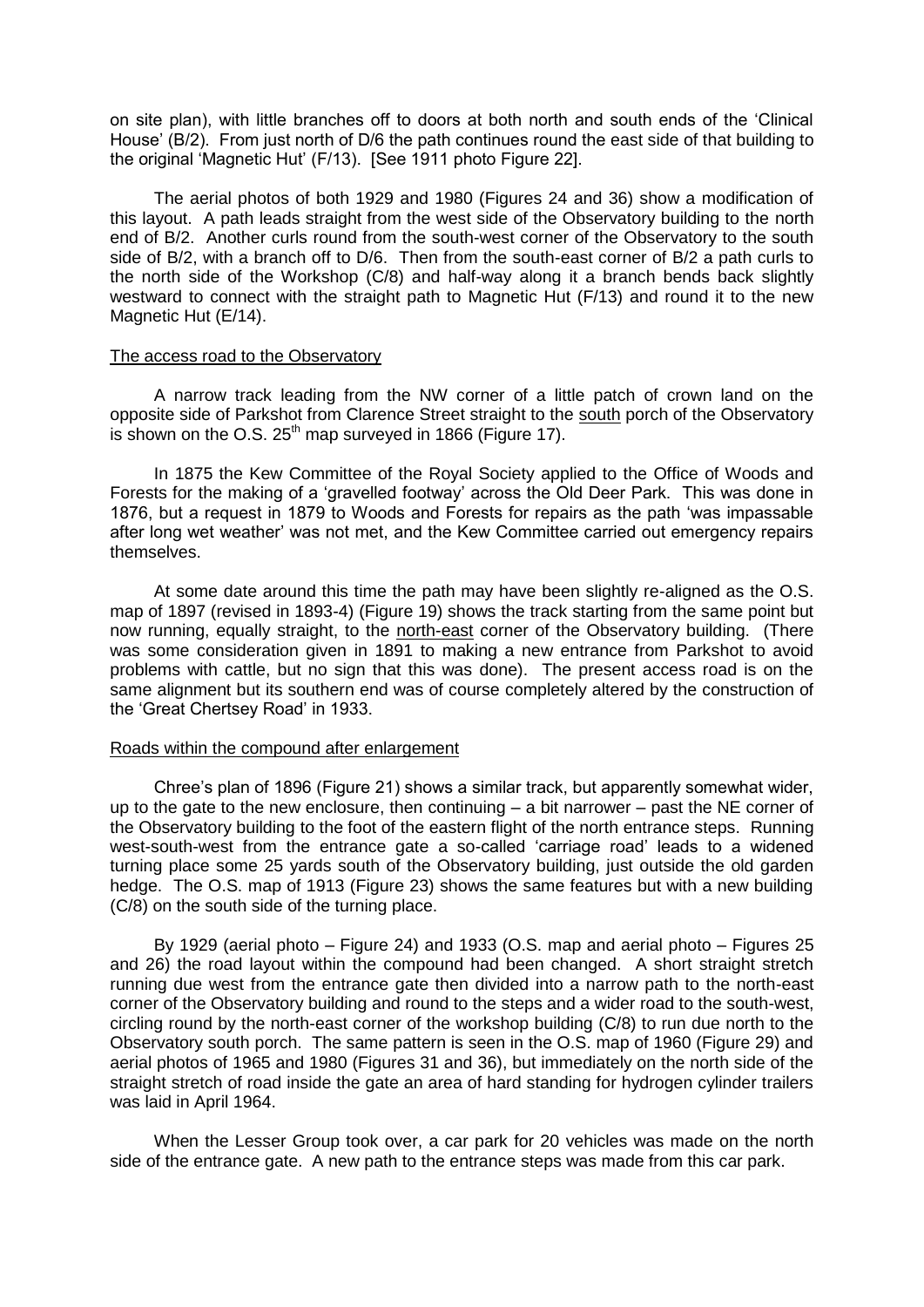on site plan), with little branches off to doors at both north and south ends of the 'Clinical House' (B/2). From just north of D/6 the path continues round the east side of that building to the original 'Magnetic Hut' (F/13). [See 1911 photo Figure 22].

The aerial photos of both 1929 and 1980 (Figures 24 and 36) show a modification of this layout. A path leads straight from the west side of the Observatory building to the north end of B/2. Another curls round from the south-west corner of the Observatory to the south side of B/2, with a branch off to D/6. Then from the south-east corner of B/2 a path curls to the north side of the Workshop (C/8) and half-way along it a branch bends back slightly westward to connect with the straight path to Magnetic Hut (F/13) and round it to the new Magnetic Hut (E/14).

The access road to the Observatory

A narrow track leading from the NW corner of a little patch of crown land on the opposite side of Parkshot from Clarence Street straight to the south porch of the Observatory is shown on the O.S. 25th map surveyed in 1866 (Figure 17).

In 1875 the Kew Committee of the Royal Society applied to the Office of Woods and Forests for the making of a 'gravelled footway' across the Old Deer Park. This was done in 1876, but a request in 1879 to Woods and Forests for repairs as the path 'was impassable after long wet weather' was not met, and the Kew Committee carried out emergency repairs themselves.

At some date around this time the path may have been slightly re-aligned as the O.S. map of 1897 (revised in 1893-4) (Figure 19) shows the track starting from the same point but now running, equally straight, to the north-east corner of the Observatory building. (There was some consideration given in 1891 to making a new entrance from Parkshot to avoid problems with cattle, but no sign that this was done). The present access road is on the same alignment but its southern end was of course completely altered by the construction of the 'Great Chertsey Road' in 1933.

Roads within the compound after enlargement

Chree's plan of 1896 (Figure 21) shows a similar track, but apparently somewhat wider, up to the gate to the new enclosure, then continuing – a bit narrower – past the NE corner of the Observatory building to the foot of the eastern flight of the north entrance steps. Running west-south-west from the entrance gate a so-called 'carriage road' leads to a widened turning place some 25 yards south of the Observatory building, just outside the old garden hedge. The O.S. map of 1913 (Figure 23) shows the same features but with a new building (C/8) on the south side of the turning place.

By 1929 (aerial photo – Figure 24) and 1933 (O.S. map and aerial photo – Figures 25 and 26) the road layout within the compound had been changed. A short straight stretch running due west from the entrance gate then divided into a narrow path to the north-east corner of the Observatory building and round to the steps and a wider road to the south-west, circling round by the north-east corner of the workshop building (C/8) to run due north to the Observatory south porch. The same pattern is seen in the O.S. map of 1960 (Figure 29) and aerial photos of 1965 and 1980 (Figures 31 and 36), but immediately on the north side of the straight stretch of road inside the gate an area of hard standing for hydrogen cylinder trailers was laid in April 1964.

When the Lesser Group took over, a car park for 20 vehicles was made on the north side of the entrance gate. A new path to the entrance steps was made from this car park.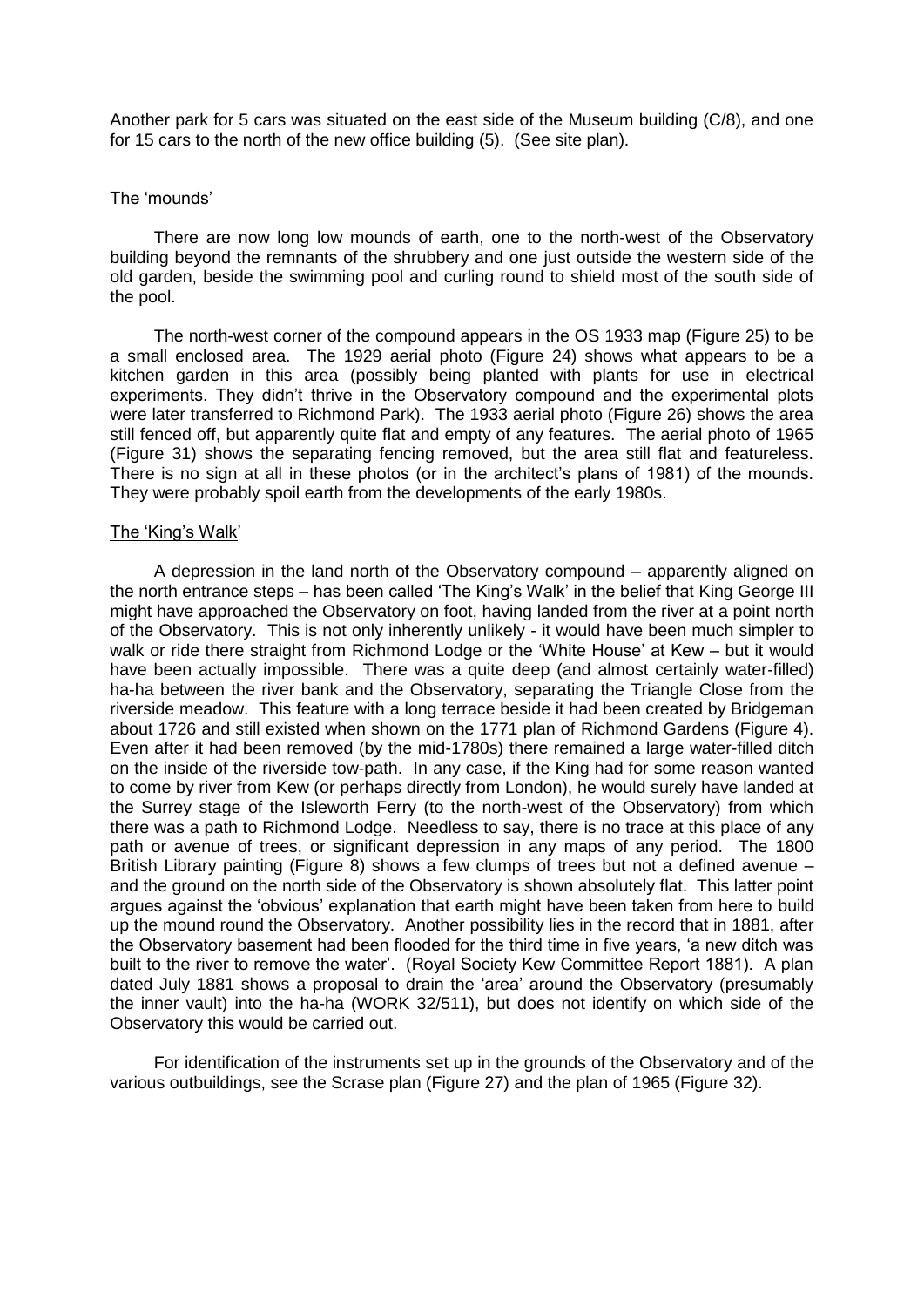Another park for 5 cars was situated on the east side of the Museum building (C/8), and one for 15 cars to the north of the new office building (5). (See site plan).

## The 'mounds'

There are now long low mounds of earth, one to the north-west of the Observatory building beyond the remnants of the shrubbery and one just outside the western side of the old garden, beside the swimming pool and curling round to shield most of the south side of the pool.

The north-west corner of the compound appears in the OS 1933 map (Figure 25) to be a small enclosed area. The 1929 aerial photo (Figure 24) shows what appears to be a kitchen garden in this area (possibly being planted with plants for use in electrical experiments. They didn't thrive in the Observatory compound and the experimental plots were later transferred to Richmond Park). The 1933 aerial photo (Figure 26) shows the area still fenced off, but apparently quite flat and empty of any features. The aerial photo of 1965 (Figure 31) shows the separating fencing removed, but the area still flat and featureless. There is no sign at all in these photos (or in the architect's plans of 1981) of the mounds. They were probably spoil earth from the developments of the early 1980s.

## The 'King's Walk'

A depression in the land north of the Observatory compound – apparently aligned on the north entrance steps – has been called 'The King's Walk' in the belief that King George III might have approached the Observatory on foot, having landed from the river at a point north of the Observatory. This is not only inherently unlikely - it would have been much simpler to walk or ride there straight from Richmond Lodge or the 'White House' at Kew – but it would have been actually impossible. There was a quite deep (and almost certainly water-filled) ha-ha between the river bank and the Observatory, separating the Triangle Close from the riverside meadow. This feature with a long terrace beside it had been created by Bridgeman about 1726 and still existed when shown on the 1771 plan of Richmond Gardens (Figure 4). Even after it had been removed (by the mid-1780s) there remained a large water-filled ditch on the inside of the riverside tow-path. In any case, if the King had for some reason wanted to come by river from Kew (or perhaps directly from London), he would surely have landed at the Surrey stage of the Isleworth Ferry (to the north-west of the Observatory) from which there was a path to Richmond Lodge. Needless to say, there is no trace at this place of any path or avenue of trees, or significant depression in any maps of any period. The 1800 British Library painting (Figure 8) shows a few clumps of trees but not a defined avenue – and the ground on the north side of the Observatory is shown absolutely flat. This latter point argues against the 'obvious' explanation that earth might have been taken from here to build up the mound round the Observatory. Another possibility lies in the record that in 1881, after the Observatory basement had been flooded for the third time in five years, 'a new ditch was built to the river to remove the water'. (Royal Society Kew Committee Report 1881). A plan dated July 1881 shows a proposal to drain the 'area' around the Observatory (presumably the inner vault) into the ha-ha (WORK 32/511), but does not identify on which side of the Observatory this would be carried out.

For identification of the instruments set up in the grounds of the Observatory and of the various outbuildings, see the Scrase plan (Figure 27) and the plan of 1965 (Figure 32).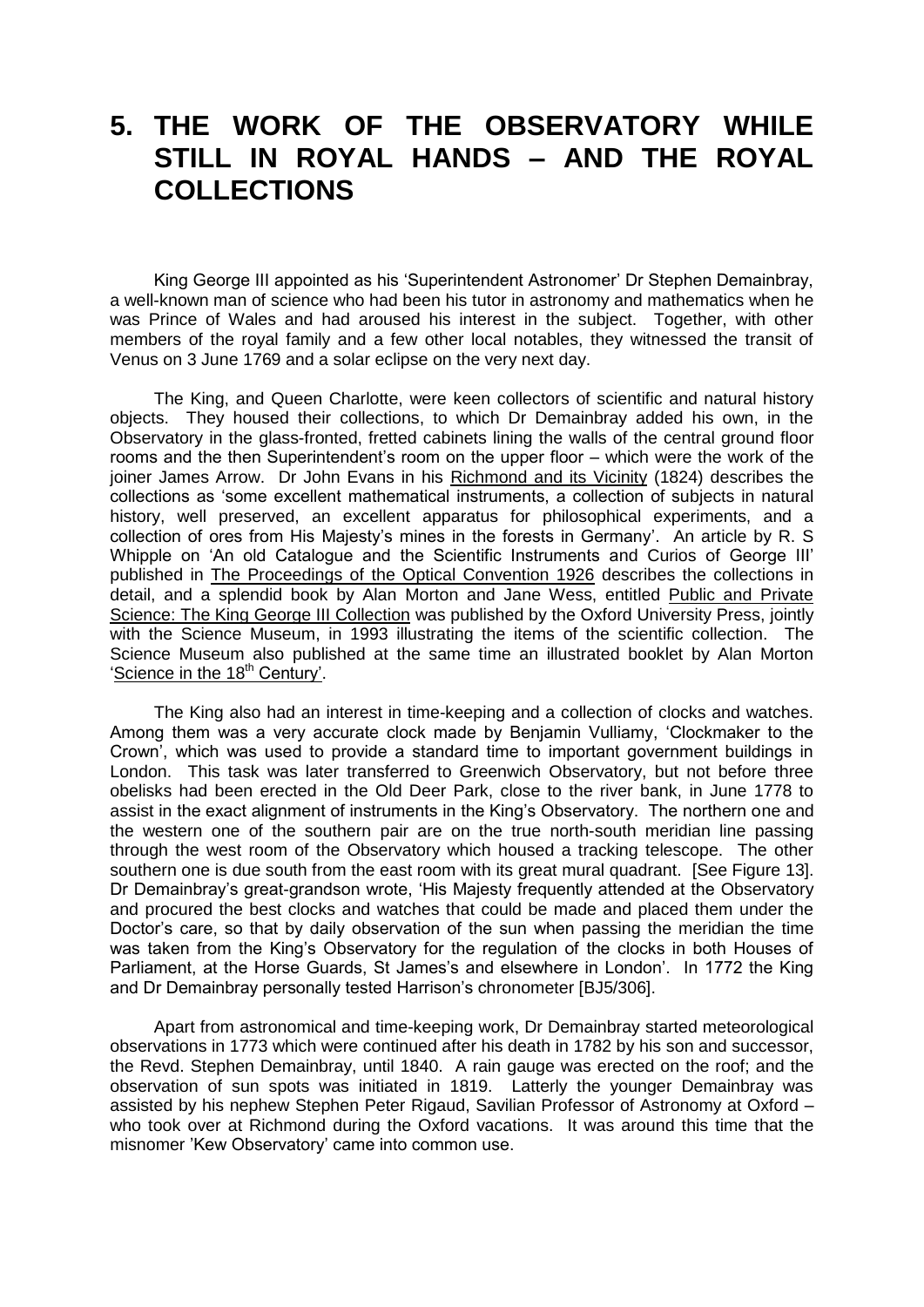# 5. THE WORK OF THE OBSERVATORY WHILE STILL IN ROYAL HANDS – AND THE ROYAL COLLECTIONS

King George III appointed as his 'Superintendent Astronomer' Dr Stephen Demainbray, a well-known man of science who had been his tutor in astronomy and mathematics when he was Prince of Wales and had aroused his interest in the subject. Together, with other members of the royal family and a few other local notables, they witnessed the transit of Venus on 3 June 1769 and a solar eclipse on the very next day.

The King, and Queen Charlotte, were keen collectors of scientific and natural history objects. They housed their collections, to which Dr Demainbray added his own, in the Observatory in the glass-fronted, fretted cabinets lining the walls of the central ground floor rooms and the then Superintendent's room on the upper floor – which were the work of the joiner James Arrow. Dr John Evans in his Richmond and its Vicinity (1824) describes the collections as 'some excellent mathematical instruments, a collection of subjects in natural history, well preserved, an excellent apparatus for philosophical experiments, and a collection of ores from His Majesty's mines in the forests in Germany'. An article by R. S Whipple on 'An old Catalogue and the Scientific Instruments and Curios of George III' published in The Proceedings of the Optical Convention 1926 describes the collections in detail, and a splendid book by Alan Morton and Jane Wess, entitled Public and Private Science: The King George III Collection was published by the Oxford University Press, jointly with the Science Museum, in 1993 illustrating the items of the scientific collection. The Science Museum also published at the same time an illustrated booklet by Alan Morton 'Science in the 18th Century'.

The King also had an interest in time-keeping and a collection of clocks and watches. Among them was a very accurate clock made by Benjamin Vulliamy, 'Clockmaker to the Crown', which was used to provide a standard time to important government buildings in London. This task was later transferred to Greenwich Observatory, but not before three obelisks had been erected in the Old Deer Park, close to the river bank, in June 1778 to assist in the exact alignment of instruments in the King's Observatory. The northern one and the western one of the southern pair are on the true north-south meridian line passing through the west room of the Observatory which housed a tracking telescope. The other southern one is due south from the east room with its great mural quadrant. [See Figure 13]. Dr Demainbray's great-grandson wrote, 'His Majesty frequently attended at the Observatory and procured the best clocks and watches that could be made and placed them under the Doctor's care, so that by daily observation of the sun when passing the meridian the time was taken from the King's Observatory for the regulation of the clocks in both Houses of Parliament, at the Horse Guards, St James's and elsewhere in London'. In 1772 the King and Dr Demainbray personally tested Harrison's chronometer [BJ5/306].

Apart from astronomical and time-keeping work, Dr Demainbray started meteorological observations in 1773 which were continued after his death in 1782 by his son and successor, the Revd. Stephen Demainbray, until 1840. A rain gauge was erected on the roof; and the observation of sun spots was initiated in 1819. Latterly the younger Demainbray was assisted by his nephew Stephen Peter Rigaud, Savilian Professor of Astronomy at Oxford – who took over at Richmond during the Oxford vacations. It was around this time that the misnomer 'Kew Observatory' came into common use.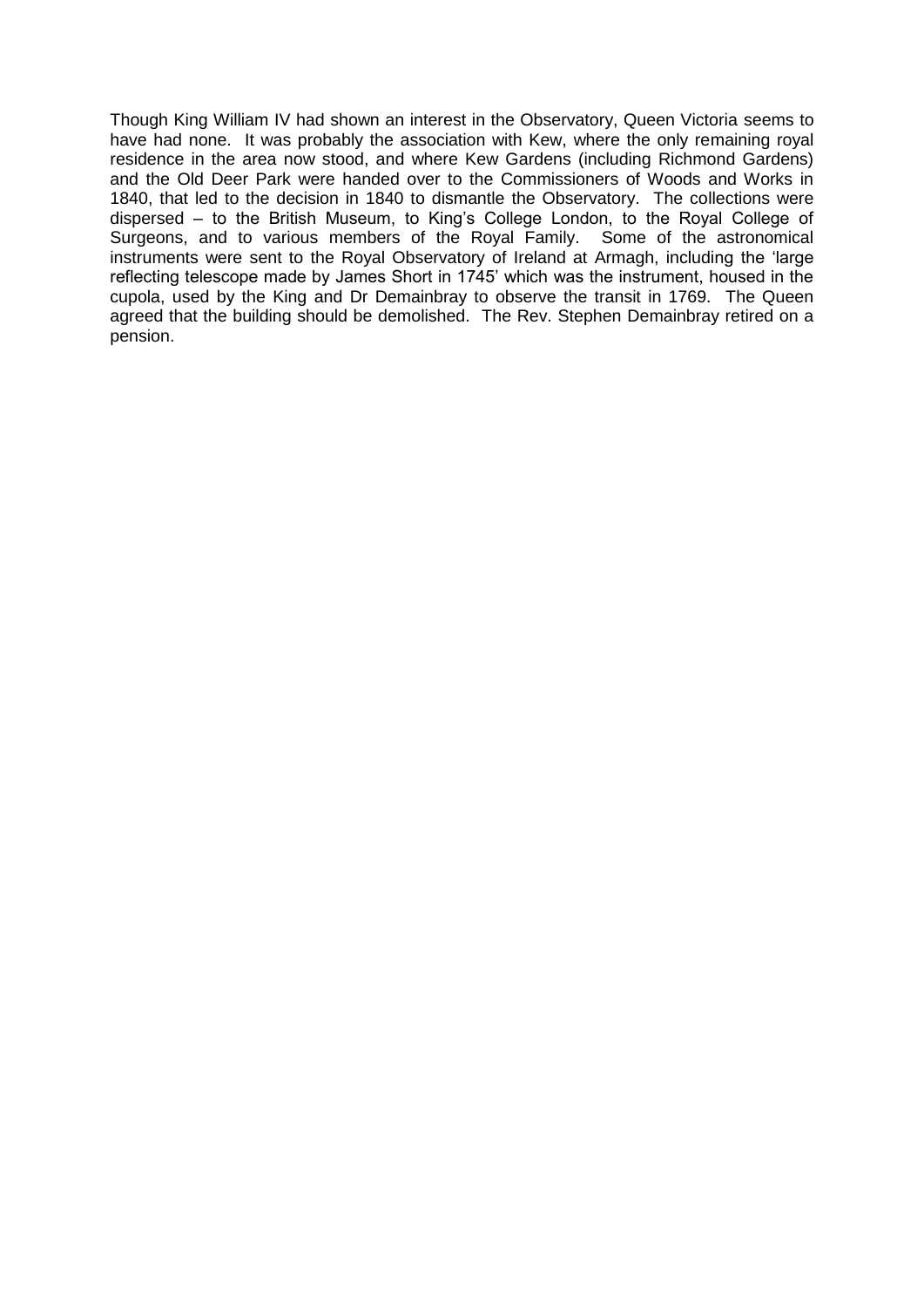Though King William IV had shown an interest in the Observatory, Queen Victoria seems to have had none. It was probably the association with Kew, where the only remaining royal residence in the area now stood, and where Kew Gardens (including Richmond Gardens) and the Old Deer Park were handed over to the Commissioners of Woods and Works in 1840, that led to the decision in 1840 to dismantle the Observatory. The collections were dispersed – to the British Museum, to King's College London, to the Royal College of Surgeons, and to various members of the Royal Family. Some of the astronomical instruments were sent to the Royal Observatory of Ireland at Armagh, including the 'large reflecting telescope made by James Short in 1745' which was the instrument, housed in the cupola, used by the King and Dr Demainbray to observe the transit in 1769. The Queen agreed that the building should be demolished. The Rev. Stephen Demainbray retired on a pension.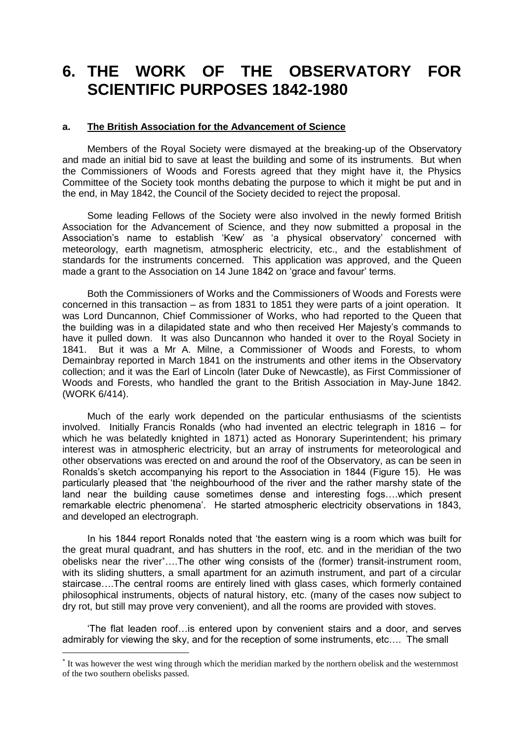# 6. THE WORK OF THE OBSERVATORY FOR SCIENTIFIC PURPOSES 1842-1980

## a. The British Association for the Advancement of Science

Members of the Royal Society were dismayed at the breaking-up of the Observatory and made an initial bid to save at least the building and some of its instruments. But when the Commissioners of Woods and Forests agreed that they might have it, the Physics Committee of the Society took months debating the purpose to which it might be put and in the end, in May 1842, the Council of the Society decided to reject the proposal.

Some leading Fellows of the Society were also involved in the newly formed British Association for the Advancement of Science, and they now submitted a proposal in the Association's name to establish 'Kew' as 'a physical observatory' concerned with meteorology, earth magnetism, atmospheric electricity, etc., and the establishment of standards for the instruments concerned. This application was approved, and the Queen made a grant to the Association on 14 June 1842 on 'grace and favour' terms.

Both the Commissioners of Works and the Commissioners of Woods and Forests were concerned in this transaction – as from 1831 to 1851 they were parts of a joint operation. It was Lord Duncannon, Chief Commissioner of Works, who had reported to the Queen that the building was in a dilapidated state and who then received Her Majesty's commands to have it pulled down. It was also Duncannon who handed it over to the Royal Society in 1841. But it was a Mr A. Milne, a Commissioner of Woods and Forests, to whom Demainbray reported in March 1841 on the instruments and other items in the Observatory collection; and it was the Earl of Lincoln (later Duke of Newcastle), as First Commissioner of Woods and Forests, who handled the grant to the British Association in May-June 1842. (WORK 6/414).

Much of the early work depended on the particular enthusiasms of the scientists involved. Initially Francis Ronalds (who had invented an electric telegraph in 1816 – for which he was belatedly knighted in 1871) acted as Honorary Superintendent; his primary interest was in atmospheric electricity, but an array of instruments for meteorological and other observations was erected on and around the roof of the Observatory, as can be seen in Ronalds's sketch accompanying his report to the Association in 1844 (Figure 15). He was particularly pleased that 'the neighbourhood of the river and the rather marshy state of the land near the building cause sometimes dense and interesting fogs….which present remarkable electric phenomena'. He started atmospheric electricity observations in 1843, and developed an electrograph.

In his 1844 report Ronalds noted that 'the eastern wing is a room which was built for the great mural quadrant, and has shutters in the roof, etc. and in the meridian of the two obelisks near the river*….The other wing consists of the (former) transit-instrument room, with its sliding shutters, a small apartment for an azimuth instrument, and part of a circular staircase….The central rooms are entirely lined with glass cases, which formerly contained philosophical instruments, objects of natural history, etc. (many of the cases now subject to dry rot, but still may prove very convenient), and all the rooms are provided with stoves.

'The flat leaden roof…is entered upon by convenient stairs and a door, and serves admirably for viewing the sky, and for the reception of some instruments, etc…. The small

---

* It was however the west wing through which the meridian marked by the northern obelisk and the westernmost of the two southern obelisks passed.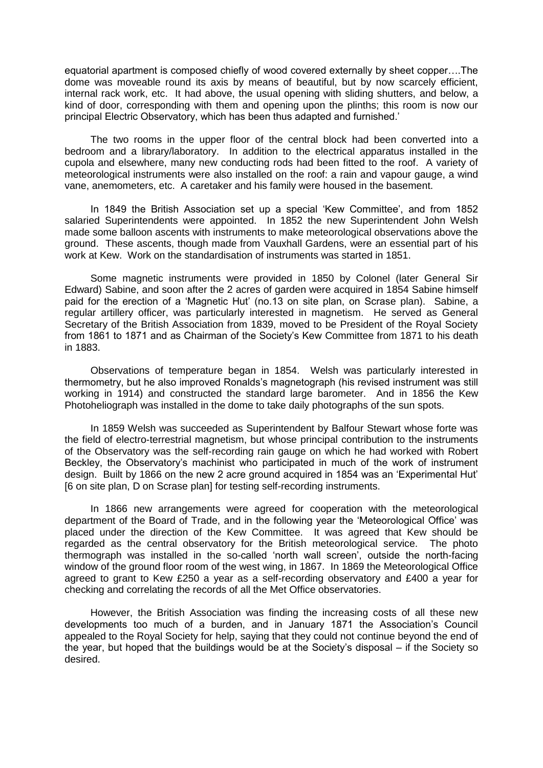equatorial apartment is composed chiefly of wood covered externally by sheet copper….The dome was moveable round its axis by means of beautiful, but by now scarcely efficient, internal rack work, etc. It had above, the usual opening with sliding shutters, and below, a kind of door, corresponding with them and opening upon the plinths; this room is now our principal Electric Observatory, which has been thus adapted and furnished.'

The two rooms in the upper floor of the central block had been converted into a bedroom and a library/laboratory. In addition to the electrical apparatus installed in the cupola and elsewhere, many new conducting rods had been fitted to the roof. A variety of meteorological instruments were also installed on the roof: a rain and vapour gauge, a wind vane, anemometers, etc. A caretaker and his family were housed in the basement.

In 1849 the British Association set up a special 'Kew Committee', and from 1852 salaried Superintendents were appointed. In 1852 the new Superintendent John Welsh made some balloon ascents with instruments to make meteorological observations above the ground. These ascents, though made from Vauxhall Gardens, were an essential part of his work at Kew. Work on the standardisation of instruments was started in 1851.

Some magnetic instruments were provided in 1850 by Colonel (later General Sir Edward) Sabine, and soon after the 2 acres of garden were acquired in 1854 Sabine himself paid for the erection of a 'Magnetic Hut' (no.13 on site plan, on Scrase plan). Sabine, a regular artillery officer, was particularly interested in magnetism. He served as General Secretary of the British Association from 1839, moved to be President of the Royal Society from 1861 to 1871 and as Chairman of the Society's Kew Committee from 1871 to his death in 1883.

Observations of temperature began in 1854. Welsh was particularly interested in thermometry, but he also improved Ronalds's magnetograph (his revised instrument was still working in 1914) and constructed the standard large barometer. And in 1856 the Kew Photoheliograph was installed in the dome to take daily photographs of the sun spots.

In 1859 Welsh was succeeded as Superintendent by Balfour Stewart whose forte was the field of electro-terrestrial magnetism, but whose principal contribution to the instruments of the Observatory was the self-recording rain gauge on which he had worked with Robert Beckley, the Observatory's machinist who participated in much of the work of instrument design. Built by 1866 on the new 2 acre ground acquired in 1854 was an 'Experimental Hut' [6 on site plan, D on Scrase plan] for testing self-recording instruments.

In 1866 new arrangements were agreed for cooperation with the meteorological department of the Board of Trade, and in the following year the 'Meteorological Office' was placed under the direction of the Kew Committee. It was agreed that Kew should be regarded as the central observatory for the British meteorological service. The photo thermograph was installed in the so-called 'north wall screen', outside the north-facing window of the ground floor room of the west wing, in 1867. In 1869 the Meteorological Office agreed to grant to Kew £250 a year as a self-recording observatory and £400 a year for checking and correlating the records of all the Met Office observatories.

However, the British Association was finding the increasing costs of all these new developments too much of a burden, and in January 1871 the Association's Council appealed to the Royal Society for help, saying that they could not continue beyond the end of the year, but hoped that the buildings would be at the Society's disposal – if the Society so desired.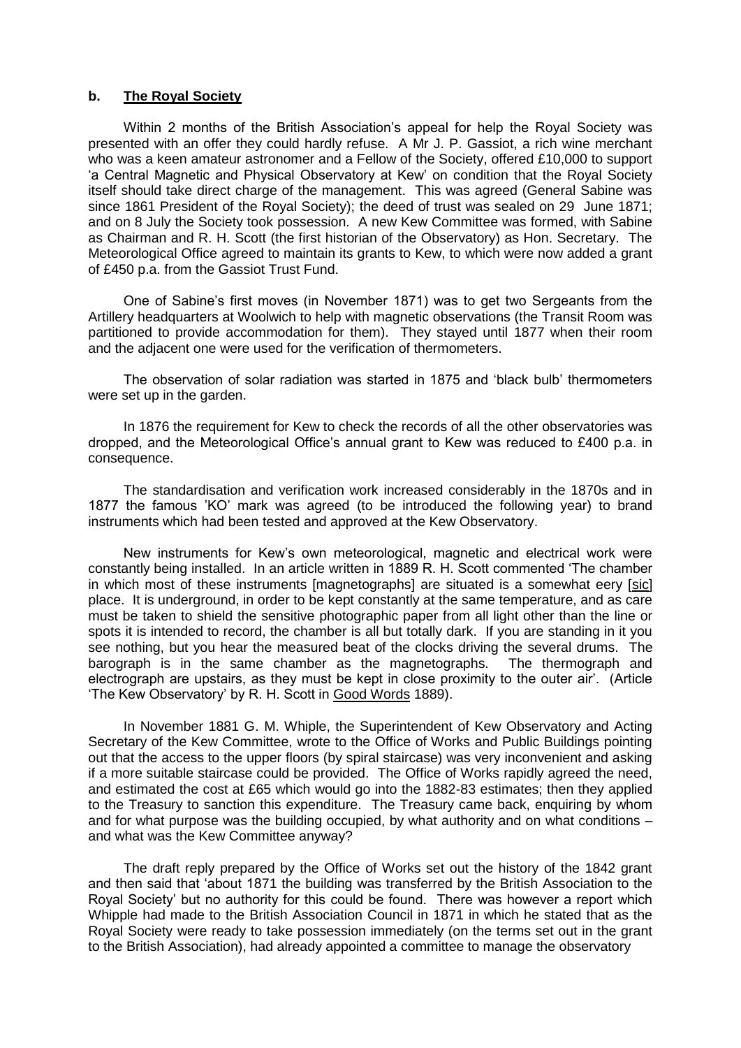### b. **The Royal Society**

Within 2 months of the British Association's appeal for help the Royal Society was presented with an offer they could hardly refuse. A Mr J. P. Gassiot, a rich wine merchant who was a keen amateur astronomer and a Fellow of the Society, offered £10,000 to support 'a Central Magnetic and Physical Observatory at Kew' on condition that the Royal Society itself should take direct charge of the management. This was agreed (General Sabine was since 1861 President of the Royal Society); the deed of trust was sealed on 29 June 1871; and on 8 July the Society took possession. A new Kew Committee was formed, with Sabine as Chairman and R. H. Scott (the first historian of the Observatory) as Hon. Secretary. The Meteorological Office agreed to maintain its grants to Kew, to which were now added a grant of £450 p.a. from the Gassiot Trust Fund.

One of Sabine's first moves (in November 1871) was to get two Sergeants from the Artillery headquarters at Woolwich to help with magnetic observations (the Transit Room was partitioned to provide accommodation for them). They stayed until 1877 when their room and the adjacent one were used for the verification of thermometers.

The observation of solar radiation was started in 1875 and 'black bulb' thermometers were set up in the garden.

In 1876 the requirement for Kew to check the records of all the other observatories was dropped, and the Meteorological Office's annual grant to Kew was reduced to £400 p.a. in consequence.

The standardisation and verification work increased considerably in the 1870s and in 1877 the famous 'KO' mark was agreed (to be introduced the following year) to brand instruments which had been tested and approved at the Kew Observatory.

New instruments for Kew's own meteorological, magnetic and electrical work were constantly being installed. In an article written in 1889 R. H. Scott commented 'The chamber in which most of these instruments [magnetographs] are situated is a somewhat eery [sic] place. It is underground, in order to be kept constantly at the same temperature, and as care must be taken to shield the sensitive photographic paper from all light other than the line or spots it is intended to record, the chamber is all but totally dark. If you are standing in it you see nothing, but you hear the measured beat of the clocks driving the several drums. The barograph is in the same chamber as the magnetographs. The thermograph and electrograph are upstairs, as they must be kept in close proximity to the outer air'. (Article 'The Kew Observatory' by R. H. Scott in Good Words 1889).

In November 1881 G. M. Whiple, the Superintendent of Kew Observatory and Acting Secretary of the Kew Committee, wrote to the Office of Works and Public Buildings pointing out that the access to the upper floors (by spiral staircase) was very inconvenient and asking if a more suitable staircase could be provided. The Office of Works rapidly agreed the need, and estimated the cost at £65 which would go into the 1882-83 estimates; then they applied to the Treasury to sanction this expenditure. The Treasury came back, enquiring by whom and for what purpose was the building occupied, by what authority and on what conditions – and what was the Kew Committee anyway?

The draft reply prepared by the Office of Works set out the history of the 1842 grant and then said that 'about 1871 the building was transferred by the British Association to the Royal Society' but no authority for this could be found. There was however a report which Whipple had made to the British Association Council in 1871 in which he stated that as the Royal Society were ready to take possession immediately (on the terms set out in the grant to the British Association), had already appointed a committee to manage the observatory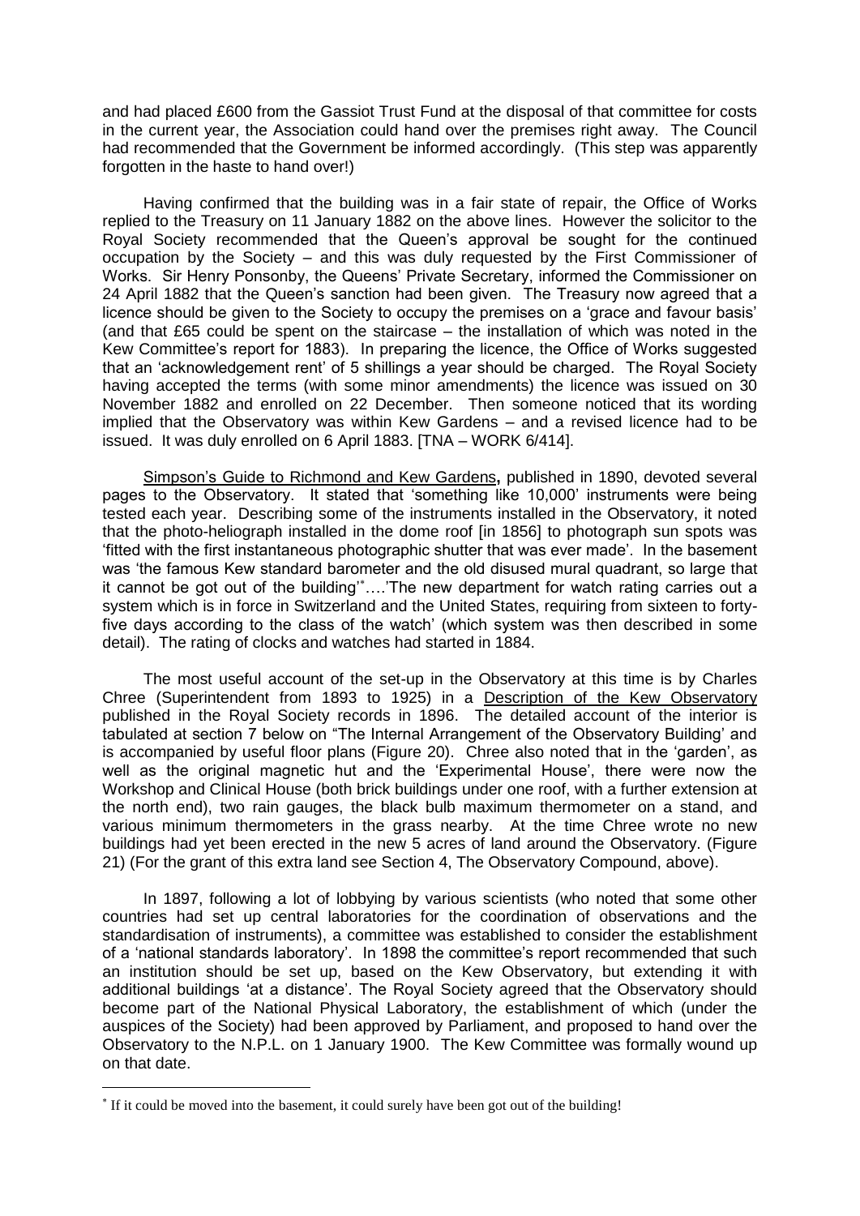and had placed £600 from the Gassiot Trust Fund at the disposal of that committee for costs in the current year, the Association could hand over the premises right away. The Council had recommended that the Government be informed accordingly. (This step was apparently forgotten in the haste to hand over!)

Having confirmed that the building was in a fair state of repair, the Office of Works replied to the Treasury on 11 January 1882 on the above lines. However the solicitor to the Royal Society recommended that the Queen's approval be sought for the continued occupation by the Society – and this was duly requested by the First Commissioner of Works. Sir Henry Ponsonby, the Queens' Private Secretary, informed the Commissioner on 24 April 1882 that the Queen's sanction had been given. The Treasury now agreed that a licence should be given to the Society to occupy the premises on a 'grace and favour basis' (and that £65 could be spent on the staircase – the installation of which was noted in the Kew Committee's report for 1883). In preparing the licence, the Office of Works suggested that an 'acknowledgement rent' of 5 shillings a year should be charged. The Royal Society having accepted the terms (with some minor amendments) the licence was issued on 30 November 1882 and enrolled on 22 December. Then someone noticed that its wording implied that the Observatory was within Kew Gardens – and a revised licence had to be issued. It was duly enrolled on 6 April 1883. [TNA – WORK 6/414].

<u>Simpson's Guide to Richmond and Kew Gardens</u>**,** published in 1890, devoted several pages to the Observatory. It stated that 'something like 10,000' instruments were being tested each year. Describing some of the instruments installed in the Observatory, it noted that the photo-heliograph installed in the dome roof [in 1856] to photograph sun spots was 'fitted with the first instantaneous photographic shutter that was ever made'. In the basement was 'the famous Kew standard barometer and the old disused mural quadrant, so large that it cannot be got out of the building'*….'The new department for watch rating carries out a system which is in force in Switzerland and the United States, requiring from sixteen to forty-five days according to the class of the watch' (which system was then described in some detail). The rating of clocks and watches had started in 1884.

The most useful account of the set-up in the Observatory at this time is by Charles Chree (Superintendent from 1893 to 1925) in a <u>Description of the Kew Observatory</u> published in the Royal Society records in 1896. The detailed account of the interior is tabulated at section 7 below on "The Internal Arrangement of the Observatory Building' and is accompanied by useful floor plans (Figure 20). Chree also noted that in the 'garden', as well as the original magnetic hut and the 'Experimental House', there were now the Workshop and Clinical House (both brick buildings under one roof, with a further extension at the north end), two rain gauges, the black bulb maximum thermometer on a stand, and various minimum thermometers in the grass nearby. At the time Chree wrote no new buildings had yet been erected in the new 5 acres of land around the Observatory. (Figure 21) (For the grant of this extra land see Section 4, The Observatory Compound, above).

In 1897, following a lot of lobbying by various scientists (who noted that some other countries had set up central laboratories for the coordination of observations and the standardisation of instruments), a committee was established to consider the establishment of a 'national standards laboratory'. In 1898 the committee's report recommended that such an institution should be set up, based on the Kew Observatory, but extending it with additional buildings 'at a distance'. The Royal Society agreed that the Observatory should become part of the National Physical Laboratory, the establishment of which (under the auspices of the Society) had been approved by Parliament, and proposed to hand over the Observatory to the N.P.L. on 1 January 1900. The Kew Committee was formally wound up on that date.

---

* If it could be moved into the basement, it could surely have been got out of the building!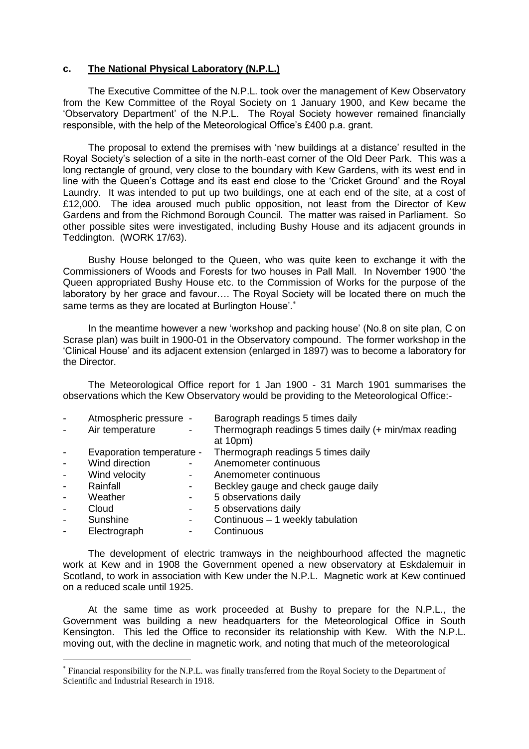### c. The National Physical Laboratory (N.P.L.)

The Executive Committee of the N.P.L. took over the management of Kew Observatory from the Kew Committee of the Royal Society on 1 January 1900, and Kew became the 'Observatory Department' of the N.P.L. The Royal Society however remained financially responsible, with the help of the Meteorological Office's £400 p.a. grant.

The proposal to extend the premises with 'new buildings at a distance' resulted in the Royal Society's selection of a site in the north-east corner of the Old Deer Park. This was a long rectangle of ground, very close to the boundary with Kew Gardens, with its west end in line with the Queen's Cottage and its east end close to the 'Cricket Ground' and the Royal Laundry. It was intended to put up two buildings, one at each end of the site, at a cost of £12,000. The idea aroused much public opposition, not least from the Director of Kew Gardens and from the Richmond Borough Council. The matter was raised in Parliament. So other possible sites were investigated, including Bushy House and its adjacent grounds in Teddington. (WORK 17/63).

Bushy House belonged to the Queen, who was quite keen to exchange it with the Commissioners of Woods and Forests for two houses in Pall Mall. In November 1900 'the Queen appropriated Bushy House etc. to the Commission of Works for the purpose of the laboratory by her grace and favour…. The Royal Society will be located there on much the same terms as they are located at Burlington House'.*

In the meantime however a new 'workshop and packing house' (No.8 on site plan, C on Scrase plan) was built in 1900-01 in the Observatory compound. The former workshop in the 'Clinical House' and its adjacent extension (enlarged in 1897) was to become a laboratory for the Director.

The Meteorological Office report for 1 Jan 1900 - 31 March 1901 summarises the observations which the Kew Observatory would be providing to the Meteorological Office:-

- Atmospheric pressure - Barograph readings 5 times daily
- Air temperature - Thermograph readings 5 times daily (+ min/max reading at 10pm)
- Evaporation temperature - Thermograph readings 5 times daily
- Wind direction - Anemometer continuous
- Wind velocity - Anemometer continuous
- Rainfall - Beckley gauge and check gauge daily
- Weather - 5 observations daily
- Cloud - 5 observations daily
- Sunshine - Continuous – 1 weekly tabulation
- Electrograph - Continuous

The development of electric tramways in the neighbourhood affected the magnetic work at Kew and in 1908 the Government opened a new observatory at Eskdalemuir in Scotland, to work in association with Kew under the N.P.L. Magnetic work at Kew continued on a reduced scale until 1925.

At the same time as work proceeded at Bushy to prepare for the N.P.L., the Government was building a new headquarters for the Meteorological Office in South Kensington. This led the Office to reconsider its relationship with Kew. With the N.P.L. moving out, with the decline in magnetic work, and noting that much of the meteorological

* Financial responsibility for the N.P.L. was finally transferred from the Royal Society to the Department of Scientific and Industrial Research in 1918.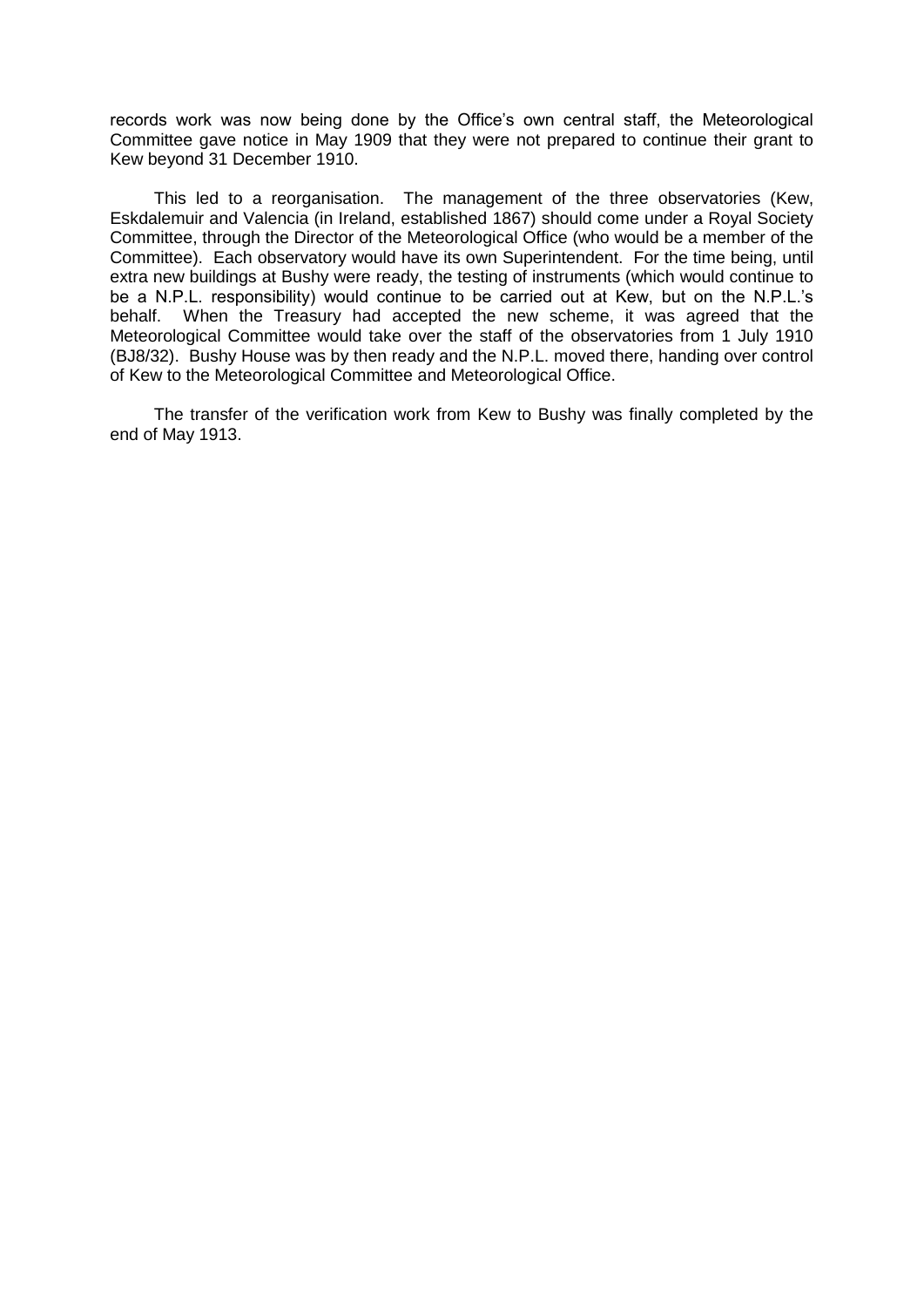records work was now being done by the Office's own central staff, the Meteorological Committee gave notice in May 1909 that they were not prepared to continue their grant to Kew beyond 31 December 1910.

This led to a reorganisation. The management of the three observatories (Kew, Eskdalemuir and Valencia (in Ireland, established 1867) should come under a Royal Society Committee, through the Director of the Meteorological Office (who would be a member of the Committee). Each observatory would have its own Superintendent. For the time being, until extra new buildings at Bushy were ready, the testing of instruments (which would continue to be a N.P.L. responsibility) would continue to be carried out at Kew, but on the N.P.L.'s behalf. When the Treasury had accepted the new scheme, it was agreed that the Meteorological Committee would take over the staff of the observatories from 1 July 1910 (BJ8/32). Bushy House was by then ready and the N.P.L. moved there, handing over control of Kew to the Meteorological Committee and Meteorological Office.

The transfer of the verification work from Kew to Bushy was finally completed by the end of May 1913.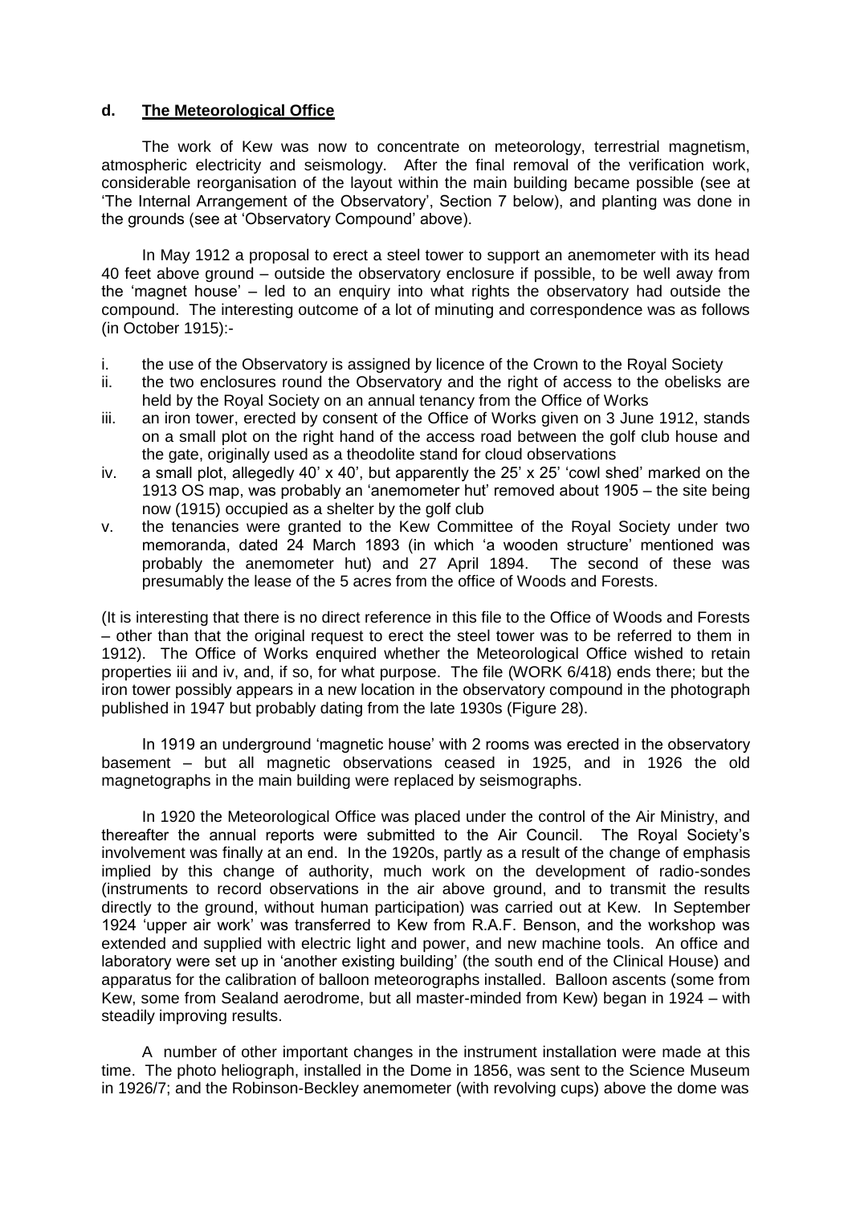#### d. **The Meteorological Office**

The work of Kew was now to concentrate on meteorology, terrestrial magnetism, atmospheric electricity and seismology. After the final removal of the verification work, considerable reorganisation of the layout within the main building became possible (see at 'The Internal Arrangement of the Observatory', Section 7 below), and planting was done in the grounds (see at 'Observatory Compound' above).

In May 1912 a proposal to erect a steel tower to support an anemometer with its head 40 feet above ground – outside the observatory enclosure if possible, to be well away from the 'magnet house' – led to an enquiry into what rights the observatory had outside the compound. The interesting outcome of a lot of minuting and correspondence was as follows (in October 1915):-

i. the use of the Observatory is assigned by licence of the Crown to the Royal Society
ii. the two enclosures round the Observatory and the right of access to the obelisks are held by the Royal Society on an annual tenancy from the Office of Works
iii. an iron tower, erected by consent of the Office of Works given on 3 June 1912, stands on a small plot on the right hand of the access road between the golf club house and the gate, originally used as a theodolite stand for cloud observations
iv. a small plot, allegedly 40' x 40', but apparently the 25' x 25' 'cowl shed' marked on the 1913 OS map, was probably an 'anemometer hut' removed about 1905 – the site being now (1915) occupied as a shelter by the golf club
v. the tenancies were granted to the Kew Committee of the Royal Society under two memoranda, dated 24 March 1893 (in which 'a wooden structure' mentioned was probably the anemometer hut) and 27 April 1894. The second of these was presumably the lease of the 5 acres from the office of Woods and Forests.

(It is interesting that there is no direct reference in this file to the Office of Woods and Forests – other than that the original request to erect the steel tower was to be referred to them in 1912). The Office of Works enquired whether the Meteorological Office wished to retain properties iii and iv, and, if so, for what purpose. The file (WORK 6/418) ends there; but the iron tower possibly appears in a new location in the observatory compound in the photograph published in 1947 but probably dating from the late 1930s (Figure 28).

In 1919 an underground 'magnetic house' with 2 rooms was erected in the observatory basement – but all magnetic observations ceased in 1925, and in 1926 the old magnetographs in the main building were replaced by seismographs.

In 1920 the Meteorological Office was placed under the control of the Air Ministry, and thereafter the annual reports were submitted to the Air Council. The Royal Society's involvement was finally at an end. In the 1920s, partly as a result of the change of emphasis implied by this change of authority, much work on the development of radio-sondes (instruments to record observations in the air above ground, and to transmit the results directly to the ground, without human participation) was carried out at Kew. In September 1924 'upper air work' was transferred to Kew from R.A.F. Benson, and the workshop was extended and supplied with electric light and power, and new machine tools. An office and laboratory were set up in 'another existing building' (the south end of the Clinical House) and apparatus for the calibration of balloon meteorographs installed. Balloon ascents (some from Kew, some from Sealand aerodrome, but all master-minded from Kew) began in 1924 – with steadily improving results.

A number of other important changes in the instrument installation were made at this time. The photo heliograph, installed in the Dome in 1856, was sent to the Science Museum in 1926/7; and the Robinson-Beckley anemometer (with revolving cups) above the dome was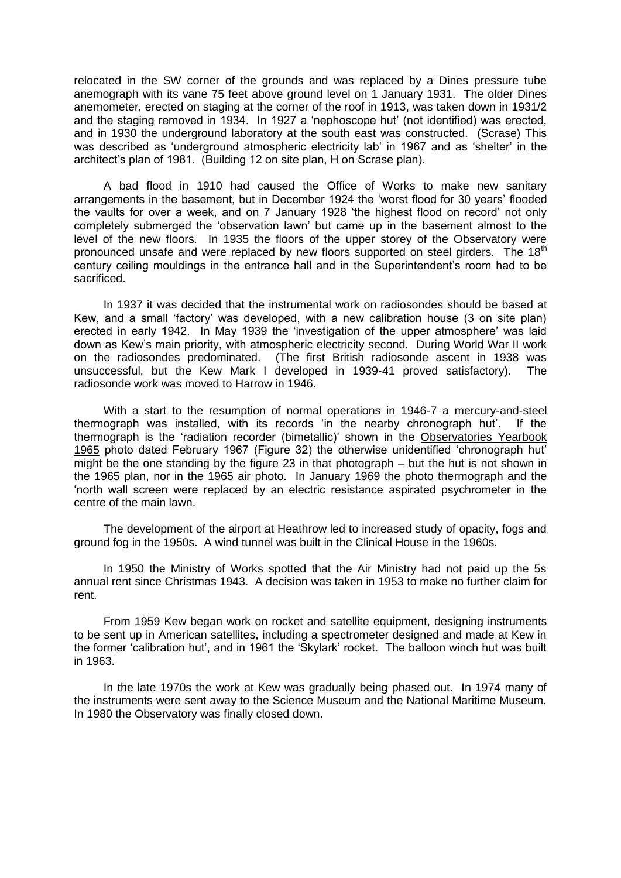relocated in the SW corner of the grounds and was replaced by a Dines pressure tube anemograph with its vane 75 feet above ground level on 1 January 1931. The older Dines anemometer, erected on staging at the corner of the roof in 1913, was taken down in 1931/2 and the staging removed in 1934. In 1927 a 'nephoscope hut' (not identified) was erected, and in 1930 the underground laboratory at the south east was constructed. (Scrase) This was described as 'underground atmospheric electricity lab' in 1967 and as 'shelter' in the architect's plan of 1981. (Building 12 on site plan, H on Scrase plan).

A bad flood in 1910 had caused the Office of Works to make new sanitary arrangements in the basement, but in December 1924 the 'worst flood for 30 years' flooded the vaults for over a week, and on 7 January 1928 'the highest flood on record' not only completely submerged the 'observation lawn' but came up in the basement almost to the level of the new floors. In 1935 the floors of the upper storey of the Observatory were pronounced unsafe and were replaced by new floors supported on steel girders. The 18th century ceiling mouldings in the entrance hall and in the Superintendent's room had to be sacrificed.

In 1937 it was decided that the instrumental work on radiosondes should be based at Kew, and a small 'factory' was developed, with a new calibration house (3 on site plan) erected in early 1942. In May 1939 the 'investigation of the upper atmosphere' was laid down as Kew's main priority, with atmospheric electricity second. During World War II work on the radiosondes predominated. (The first British radiosonde ascent in 1938 was unsuccessful, but the Kew Mark I developed in 1939-41 proved satisfactory). The radiosonde work was moved to Harrow in 1946.

With a start to the resumption of normal operations in 1946-7 a mercury-and-steel thermograph was installed, with its records 'in the nearby chronograph hut'. If the thermograph is the 'radiation recorder (bimetallic)' shown in the Observatories Yearbook 1965 photo dated February 1967 (Figure 32) the otherwise unidentified 'chronograph hut' might be the one standing by the figure 23 in that photograph – but the hut is not shown in the 1965 plan, nor in the 1965 air photo. In January 1969 the photo thermograph and the 'north wall screen were replaced by an electric resistance aspirated psychrometer in the centre of the main lawn.

The development of the airport at Heathrow led to increased study of opacity, fogs and ground fog in the 1950s. A wind tunnel was built in the Clinical House in the 1960s.

In 1950 the Ministry of Works spotted that the Air Ministry had not paid up the 5s annual rent since Christmas 1943. A decision was taken in 1953 to make no further claim for rent.

From 1959 Kew began work on rocket and satellite equipment, designing instruments to be sent up in American satellites, including a spectrometer designed and made at Kew in the former 'calibration hut', and in 1961 the 'Skylark' rocket. The balloon winch hut was built in 1963.

In the late 1970s the work at Kew was gradually being phased out. In 1974 many of the instruments were sent away to the Science Museum and the National Maritime Museum. In 1980 the Observatory was finally closed down.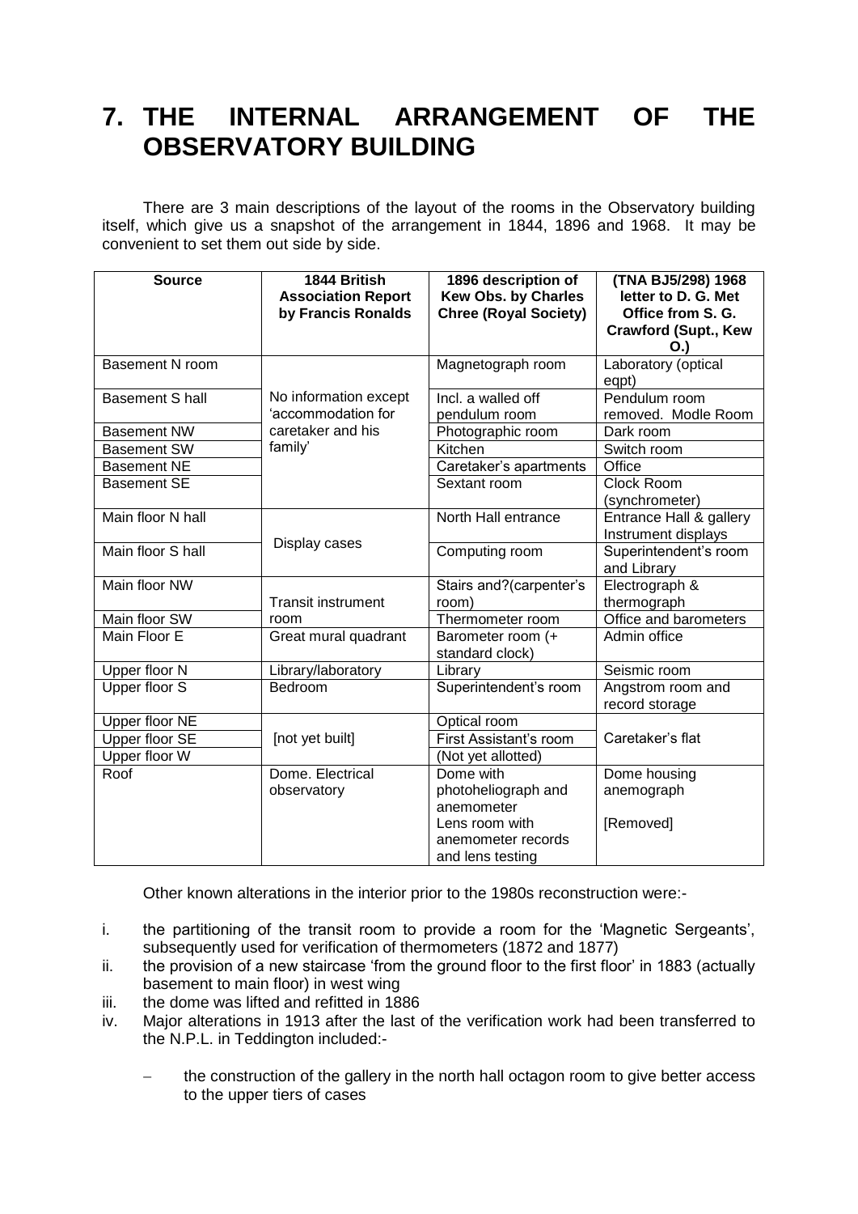# 7. THE INTERNAL ARRANGEMENT OF THE OBSERVATORY BUILDING

There are 3 main descriptions of the layout of the rooms in the Observatory building itself, which give us a snapshot of the arrangement in 1844, 1896 and 1968. It may be convenient to set them out side by side.

| Source | 1844 British Association Report by Francis Ronalds | 1896 description of Kew Obs. by Charles Chree (Royal Society) | (TNA BJ5/298) 1968 letter to D. G. Met Office from S. G. Crawford (Supt., Kew O.) |
|---|---|---|---|
| Basement N room | No information except 'accommodation for caretaker and his family' | Magnetograph room | Laboratory (optical eqpt) |
| Basement S hall | | Incl. a walled off pendulum room | Pendulum room removed. Modle Room |
| Basement NW | | Photographic room | Dark room |
| Basement SW | | Kitchen | Switch room |
| Basement NE | | Caretaker's apartments | Office |
| Basement SE | | Sextant room | Clock Room (synchrometer) |
| Main floor N hall | Display cases | North Hall entrance | Entrance Hall & gallery Instrument displays |
| Main floor S hall | | Computing room | Superintendent's room and Library |
| Main floor NW | Transit instrument room | Stairs and?(carpenter's room) | Electrograph & thermograph |
| Main floor SW | | Thermometer room | Office and barometers |
| Main Floor E | Great mural quadrant | Barometer room (+ standard clock) | Admin office |
| Upper floor N | Library/laboratory | Library | Seismic room |
| Upper floor S | Bedroom | Superintendent's room | Angstrom room and record storage |
| Upper floor NE | [not yet built] | Optical room | Caretaker's flat |
| Upper floor SE | | First Assistant's room | |
| Upper floor W | | (Not yet allotted) | |
| Roof | Dome. Electrical observatory | Dome with photoheliograph and anemometer<br>Lens room with anemometer records and lens testing | Dome housing anemograph<br><br>[Removed] |

Other known alterations in the interior prior to the 1980s reconstruction were:-

i. the partitioning of the transit room to provide a room for the 'Magnetic Sergeants', subsequently used for verification of thermometers (1872 and 1877)
ii. the provision of a new staircase 'from the ground floor to the first floor' in 1883 (actually basement to main floor) in west wing
iii. the dome was lifted and refitted in 1886
iv. Major alterations in 1913 after the last of the verification work had been transferred to the N.P.L. in Teddington included:-
   - the construction of the gallery in the north hall octagon room to give better access to the upper tiers of cases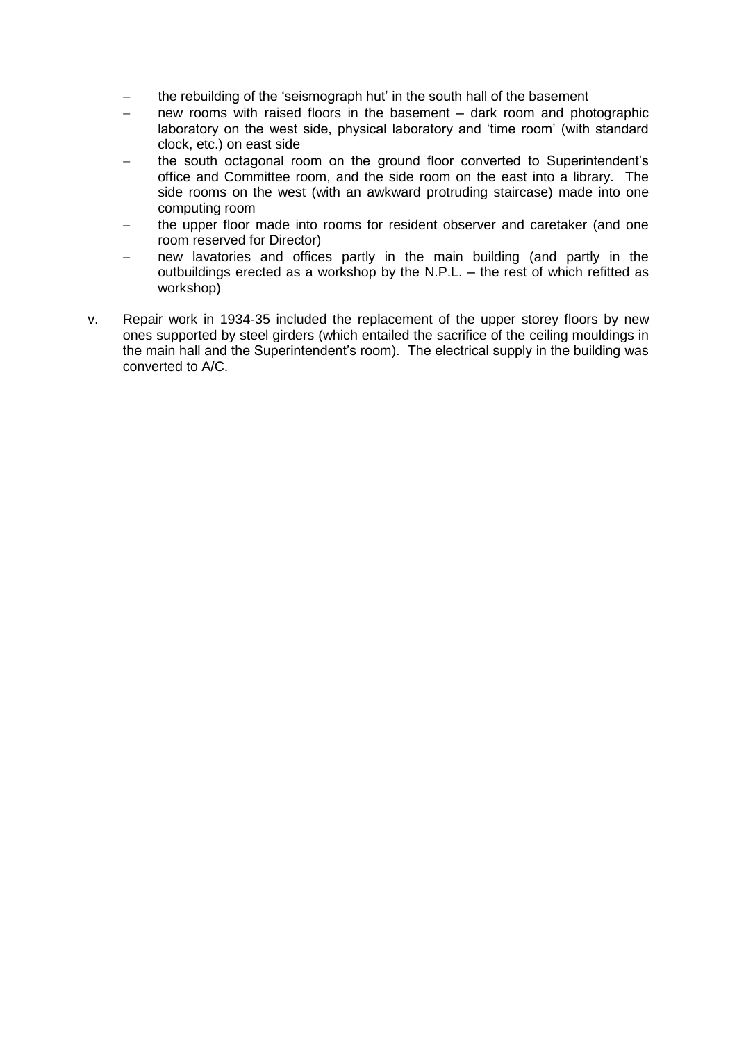- the rebuilding of the 'seismograph hut' in the south hall of the basement
- new rooms with raised floors in the basement – dark room and photographic laboratory on the west side, physical laboratory and 'time room' (with standard clock, etc.) on east side
- the south octagonal room on the ground floor converted to Superintendent's office and Committee room, and the side room on the east into a library. The side rooms on the west (with an awkward protruding staircase) made into one computing room
- the upper floor made into rooms for resident observer and caretaker (and one room reserved for Director)
- new lavatories and offices partly in the main building (and partly in the outbuildings erected as a workshop by the N.P.L. – the rest of which refitted as workshop)

v. Repair work in 1934-35 included the replacement of the upper storey floors by new ones supported by steel girders (which entailed the sacrifice of the ceiling mouldings in the main hall and the Superintendent's room). The electrical supply in the building was converted to A/C.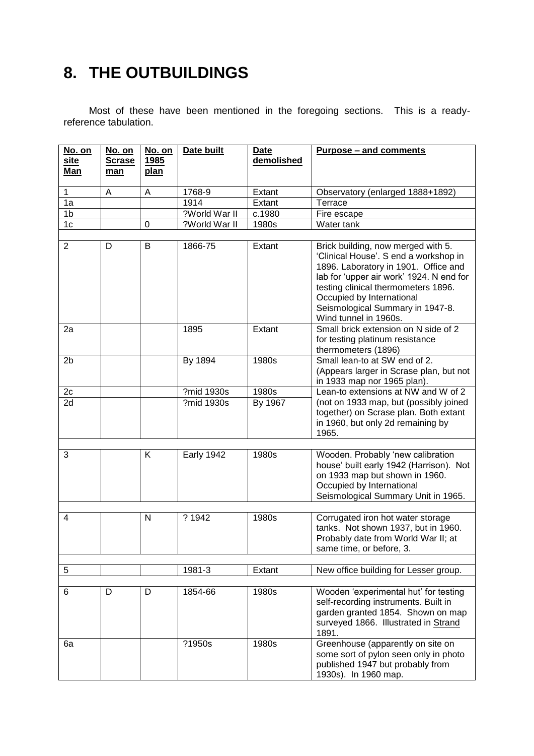# 8. THE OUTBUILDINGS

Most of these have been mentioned in the foregoing sections. This is a ready-reference tabulation.

| No. on site Man | No. on Scrase man | No. on 1985 plan | Date built | Date demolished | Purpose – and comments |
|---|---|---|---|---|---|
| 1 | A | A | 1768-9 | Extant | Observatory (enlarged 1888+1892) |
| 1a | | | 1914 | Extant | Terrace |
| 1b | | | ?World War II | c.1980 | Fire escape |
| 1c | | 0 | ?World War II | 1980s | Water tank |
| | | | | | |
| 2 | D | B | 1866-75 | Extant | Brick building, now merged with 5. 'Clinical House'. S end a workshop in 1896. Laboratory in 1901. Office and lab for 'upper air work' 1924. N end for testing clinical thermometers 1896. Occupied by International Seismological Summary in 1947-8. Wind tunnel in 1960s. |
| 2a | | | 1895 | Extant | Small brick extension on N side of 2 for testing platinum resistance thermometers (1896) |
| 2b | | | By 1894 | 1980s | Small lean-to at SW end of 2. (Appears larger in Scrase plan, but not in 1933 map nor 1965 plan). |
| 2c | | | ?mid 1930s | 1980s | Lean-to extensions at NW and W of 2 (not on 1933 map, but (possibly joined together) on Scrase plan. Both extant in 1960, but only 2d remaining by 1965. |
| 2d | | | ?mid 1930s | By 1967 | |
| | | | | | |
| 3 | | K | Early 1942 | 1980s | Wooden. Probably 'new calibration house' built early 1942 (Harrison). Not on 1933 map but shown in 1960. Occupied by International Seismological Summary Unit in 1965. |
| | | | | | |
| 4 | | N | ? 1942 | 1980s | Corrugated iron hot water storage tanks. Not shown 1937, but in 1960. Probably date from World War II; at same time, or before, 3. |
| | | | | | |
| 5 | | | 1981-3 | Extant | New office building for Lesser group. |
| | | | | | |
| 6 | D | D | 1854-66 | 1980s | Wooden 'experimental hut' for testing self-recording instruments. Built in garden granted 1854. Shown on map surveyed 1866. Illustrated in Strand 1891. |
| 6a | | | ?1950s | 1980s | Greenhouse (apparently on site on some sort of pylon seen only in photo published 1947 but probably from 1930s). In 1960 map. |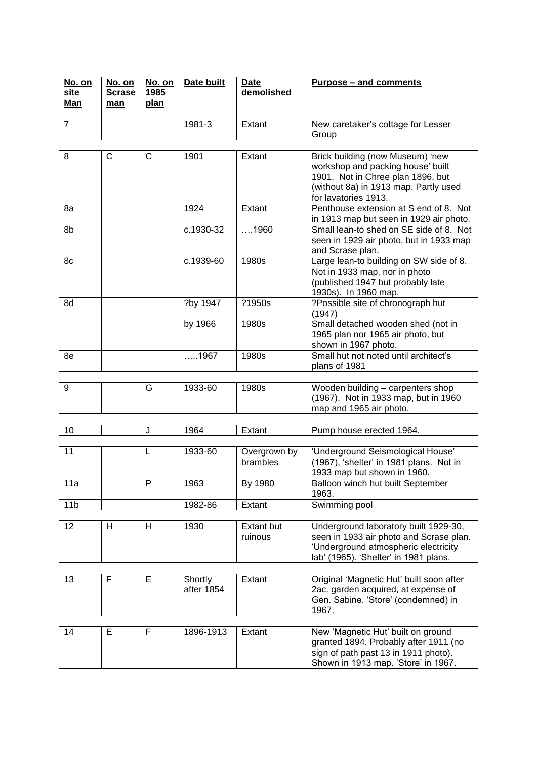| No. on site Man | No. on Scrase man | No. on 1985 plan | Date built | Date demolished | Purpose – and comments |
|---|---|---|---|---|---|
| 7 | | | 1981-3 | Extant | New caretaker's cottage for Lesser Group |
| | | | | | |
| 8 | C | C | 1901 | Extant | Brick building (now Museum) 'new workshop and packing house' built 1901. Not in Chree plan 1896, but (without 8a) in 1913 map. Partly used for lavatories 1913. |
| 8a | | | 1924 | Extant | Penthouse extension at S end of 8. Not in 1913 map but seen in 1929 air photo. |
| 8b | | | c.1930-32 | ….1960 | Small lean-to shed on SE side of 8. Not seen in 1929 air photo, but in 1933 map and Scrase plan. |
| 8c | | | c.1939-60 | 1980s | Large lean-to building on SW side of 8. Not in 1933 map, nor in photo (published 1947 but probably late 1930s). In 1960 map. |
| 8d | | | ?by 1947<br><br>by 1966 | ?1950s<br><br>1980s | ?Possible site of chronograph hut (1947)<br>Small detached wooden shed (not in 1965 plan nor 1965 air photo, but shown in 1967 photo. |
| 8e | | | …..1967 | 1980s | Small hut not noted until architect's plans of 1981 |
| | | | | | |
| 9 | | G | 1933-60 | 1980s | Wooden building – carpenters shop (1967). Not in 1933 map, but in 1960 map and 1965 air photo. |
| | | | | | |
| 10 | | J | 1964 | Extant | Pump house erected 1964. |
| | | | | | |
| 11 | | L | 1933-60 | Overgrown by brambles | 'Underground Seismological House' (1967), 'shelter' in 1981 plans. Not in 1933 map but shown in 1960. |
| 11a | | P | 1963 | By 1980 | Balloon winch hut built September 1963. |
| 11b | | | 1982-86 | Extant | Swimming pool |
| | | | | | |
| 12 | H | H | 1930 | Extant but ruinous | Underground laboratory built 1929-30, seen in 1933 air photo and Scrase plan. 'Underground atmospheric electricity lab' (1965). 'Shelter' in 1981 plans. |
| | | | | | |
| 13 | F | E | Shortly after 1854 | Extant | Original 'Magnetic Hut' built soon after 2ac. garden acquired, at expense of Gen. Sabine. 'Store' (condemned) in 1967. |
| | | | | | |
| 14 | E | F | 1896-1913 | Extant | New 'Magnetic Hut' built on ground granted 1894. Probably after 1911 (no sign of path past 13 in 1911 photo). Shown in 1913 map. 'Store' in 1967. |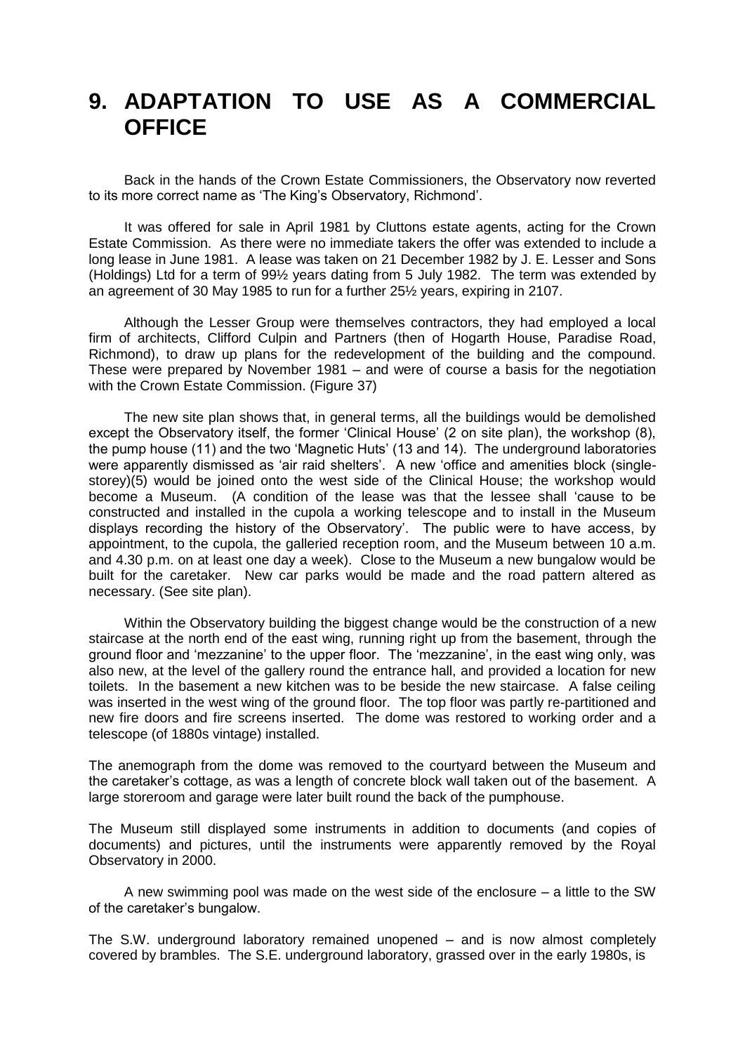# 9. ADAPTATION TO USE AS A COMMERCIAL OFFICE

Back in the hands of the Crown Estate Commissioners, the Observatory now reverted to its more correct name as 'The King's Observatory, Richmond'.

It was offered for sale in April 1981 by Cluttons estate agents, acting for the Crown Estate Commission. As there were no immediate takers the offer was extended to include a long lease in June 1981. A lease was taken on 21 December 1982 by J. E. Lesser and Sons (Holdings) Ltd for a term of 99½ years dating from 5 July 1982. The term was extended by an agreement of 30 May 1985 to run for a further 25½ years, expiring in 2107.

Although the Lesser Group were themselves contractors, they had employed a local firm of architects, Clifford Culpin and Partners (then of Hogarth House, Paradise Road, Richmond), to draw up plans for the redevelopment of the building and the compound. These were prepared by November 1981 – and were of course a basis for the negotiation with the Crown Estate Commission. (Figure 37)

The new site plan shows that, in general terms, all the buildings would be demolished except the Observatory itself, the former 'Clinical House' (2 on site plan), the workshop (8), the pump house (11) and the two 'Magnetic Huts' (13 and 14). The underground laboratories were apparently dismissed as 'air raid shelters'. A new 'office and amenities block (single-storey)(5) would be joined onto the west side of the Clinical House; the workshop would become a Museum. (A condition of the lease was that the lessee shall 'cause to be constructed and installed in the cupola a working telescope and to install in the Museum displays recording the history of the Observatory'. The public were to have access, by appointment, to the cupola, the galleried reception room, and the Museum between 10 a.m. and 4.30 p.m. on at least one day a week). Close to the Museum a new bungalow would be built for the caretaker. New car parks would be made and the road pattern altered as necessary. (See site plan).

Within the Observatory building the biggest change would be the construction of a new staircase at the north end of the east wing, running right up from the basement, through the ground floor and 'mezzanine' to the upper floor. The 'mezzanine', in the east wing only, was also new, at the level of the gallery round the entrance hall, and provided a location for new toilets. In the basement a new kitchen was to be beside the new staircase. A false ceiling was inserted in the west wing of the ground floor. The top floor was partly re-partitioned and new fire doors and fire screens inserted. The dome was restored to working order and a telescope (of 1880s vintage) installed.

The anemograph from the dome was removed to the courtyard between the Museum and the caretaker's cottage, as was a length of concrete block wall taken out of the basement. A large storeroom and garage were later built round the back of the pumphouse.

The Museum still displayed some instruments in addition to documents (and copies of documents) and pictures, until the instruments were apparently removed by the Royal Observatory in 2000.

A new swimming pool was made on the west side of the enclosure – a little to the SW of the caretaker's bungalow.

The S.W. underground laboratory remained unopened – and is now almost completely covered by brambles. The S.E. underground laboratory, grassed over in the early 1980s, is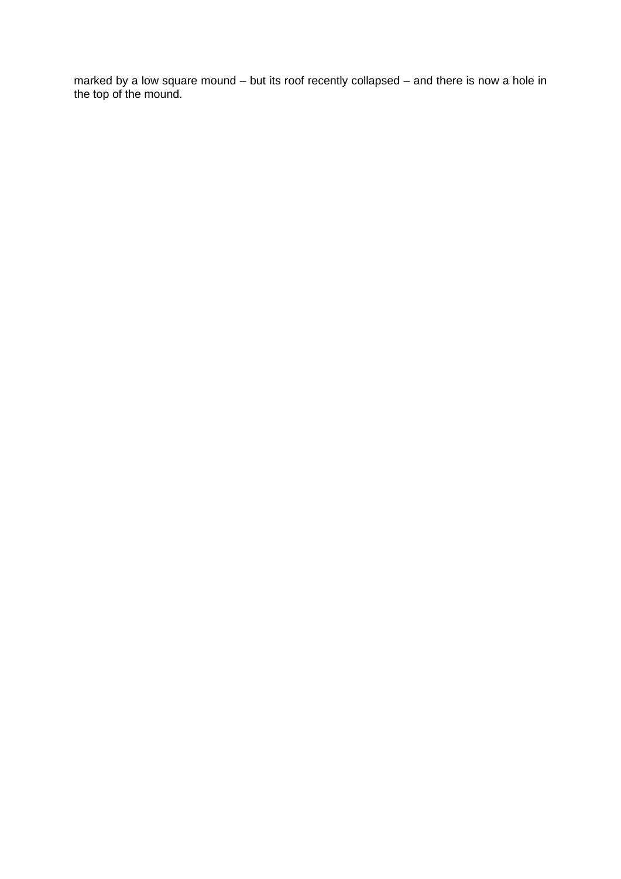marked by a low square mound – but its roof recently collapsed – and there is now a hole in the top of the mound.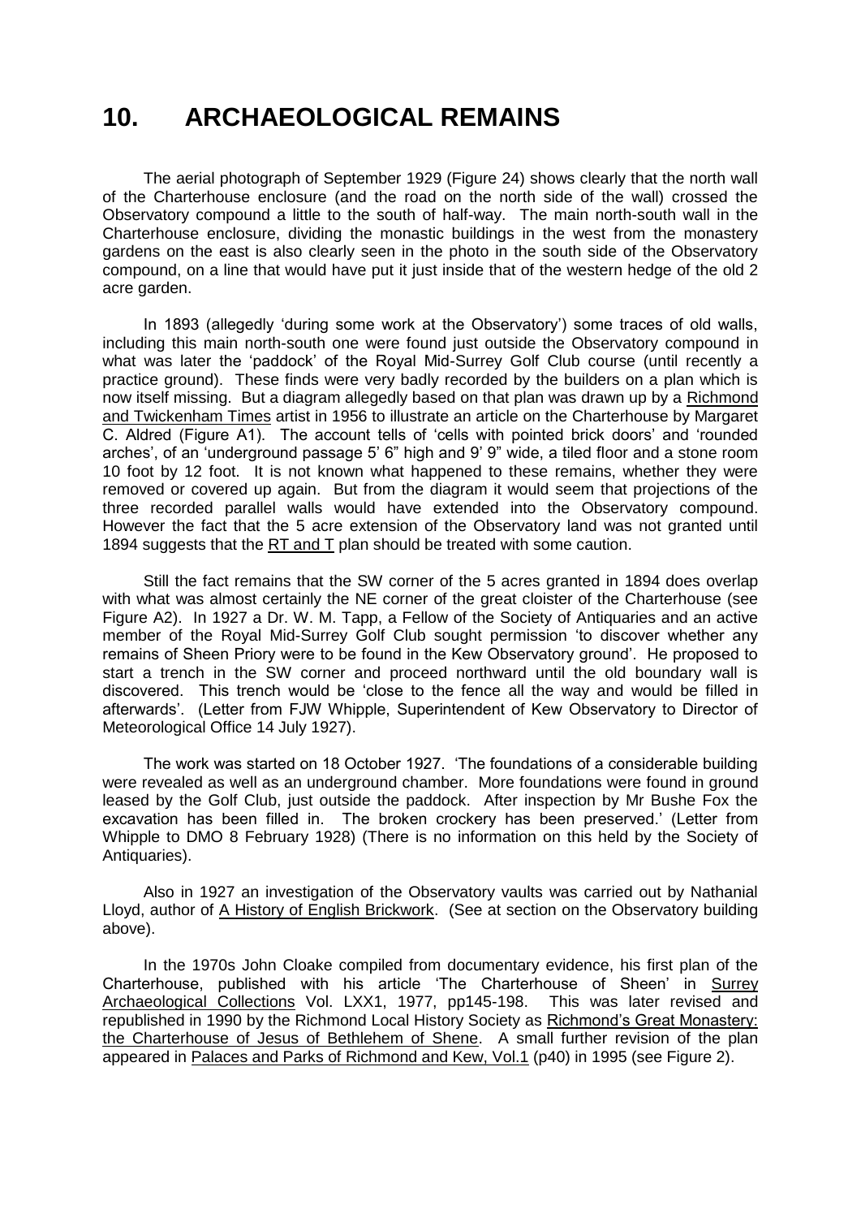# 10. ARCHAEOLOGICAL REMAINS

The aerial photograph of September 1929 (Figure 24) shows clearly that the north wall of the Charterhouse enclosure (and the road on the north side of the wall) crossed the Observatory compound a little to the south of half-way. The main north-south wall in the Charterhouse enclosure, dividing the monastic buildings in the west from the monastery gardens on the east is also clearly seen in the photo in the south side of the Observatory compound, on a line that would have put it just inside that of the western hedge of the old 2 acre garden.

In 1893 (allegedly 'during some work at the Observatory') some traces of old walls, including this main north-south one were found just outside the Observatory compound in what was later the 'paddock' of the Royal Mid-Surrey Golf Club course (until recently a practice ground). These finds were very badly recorded by the builders on a plan which is now itself missing. But a diagram allegedly based on that plan was drawn up by a <u>Richmond and Twickenham Times</u> artist in 1956 to illustrate an article on the Charterhouse by Margaret C. Aldred (Figure A1). The account tells of 'cells with pointed brick doors' and 'rounded arches', of an 'underground passage 5' 6" high and 9' 9" wide, a tiled floor and a stone room 10 foot by 12 foot. It is not known what happened to these remains, whether they were removed or covered up again. But from the diagram it would seem that projections of the three recorded parallel walls would have extended into the Observatory compound. However the fact that the 5 acre extension of the Observatory land was not granted until 1894 suggests that the <u>RT and T</u> plan should be treated with some caution.

Still the fact remains that the SW corner of the 5 acres granted in 1894 does overlap with what was almost certainly the NE corner of the great cloister of the Charterhouse (see Figure A2). In 1927 a Dr. W. M. Tapp, a Fellow of the Society of Antiquaries and an active member of the Royal Mid-Surrey Golf Club sought permission 'to discover whether any remains of Sheen Priory were to be found in the Kew Observatory ground'. He proposed to start a trench in the SW corner and proceed northward until the old boundary wall is discovered. This trench would be 'close to the fence all the way and would be filled in afterwards'. (Letter from FJW Whipple, Superintendent of Kew Observatory to Director of Meteorological Office 14 July 1927).

The work was started on 18 October 1927. 'The foundations of a considerable building were revealed as well as an underground chamber. More foundations were found in ground leased by the Golf Club, just outside the paddock. After inspection by Mr Bushe Fox the excavation has been filled in. The broken crockery has been preserved.' (Letter from Whipple to DMO 8 February 1928) (There is no information on this held by the Society of Antiquaries).

Also in 1927 an investigation of the Observatory vaults was carried out by Nathanial Lloyd, author of <u>A History of English Brickwork</u>. (See at section on the Observatory building above).

In the 1970s John Cloake compiled from documentary evidence, his first plan of the Charterhouse, published with his article 'The Charterhouse of Sheen' in <u>Surrey Archaeological Collections</u> Vol. LXX1, 1977, pp145-198. This was later revised and republished in 1990 by the Richmond Local History Society as <u>Richmond's Great Monastery: the Charterhouse of Jesus of Bethlehem of Shene</u>. A small further revision of the plan appeared in <u>Palaces and Parks of Richmond and Kew, Vol.1</u> (p40) in 1995 (see Figure 2).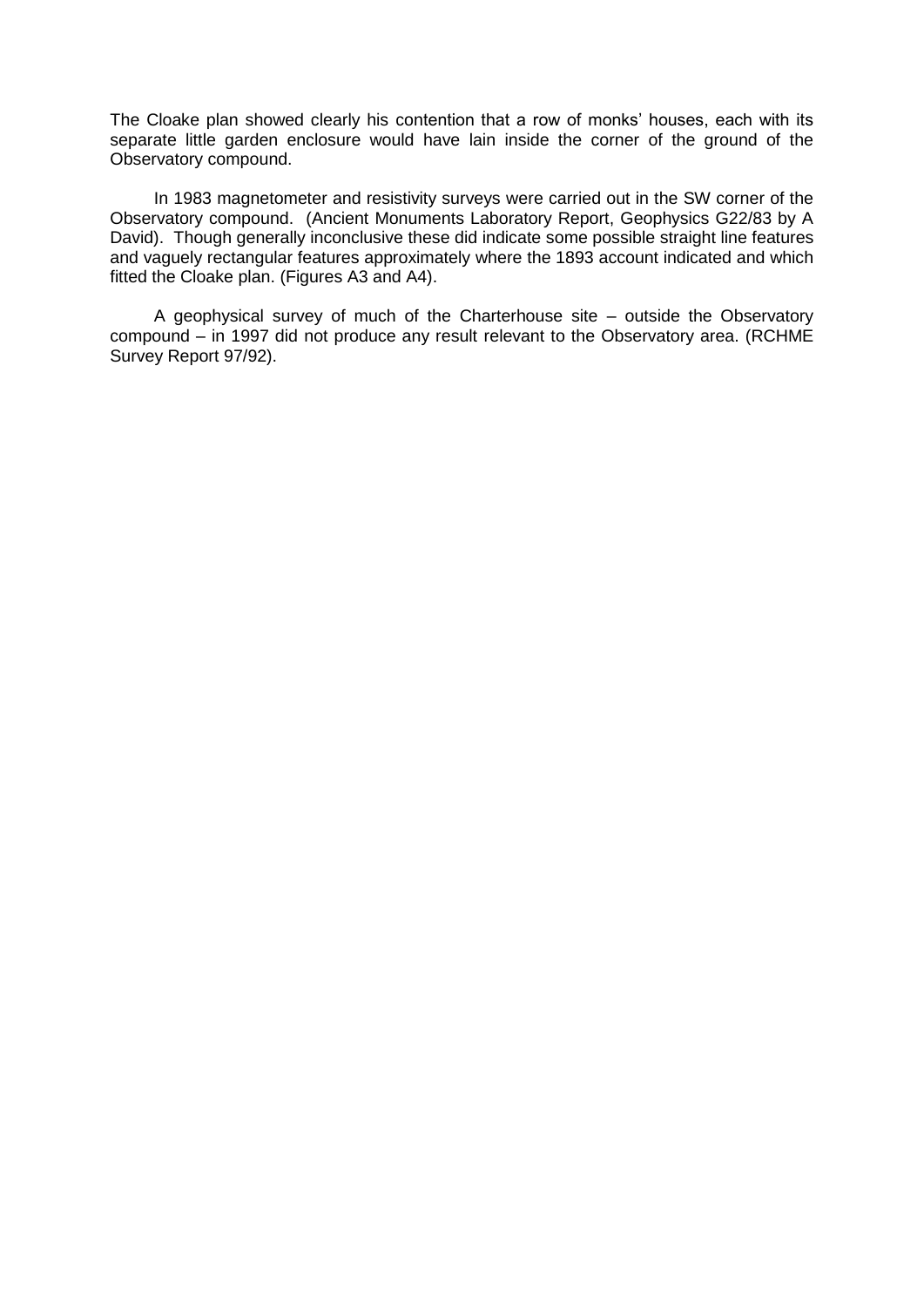The Cloake plan showed clearly his contention that a row of monks' houses, each with its separate little garden enclosure would have lain inside the corner of the ground of the Observatory compound.

In 1983 magnetometer and resistivity surveys were carried out in the SW corner of the Observatory compound. (Ancient Monuments Laboratory Report, Geophysics G22/83 by A David). Though generally inconclusive these did indicate some possible straight line features and vaguely rectangular features approximately where the 1893 account indicated and which fitted the Cloake plan. (Figures A3 and A4).

A geophysical survey of much of the Charterhouse site – outside the Observatory compound – in 1997 did not produce any result relevant to the Observatory area. (RCHME Survey Report 97/92).